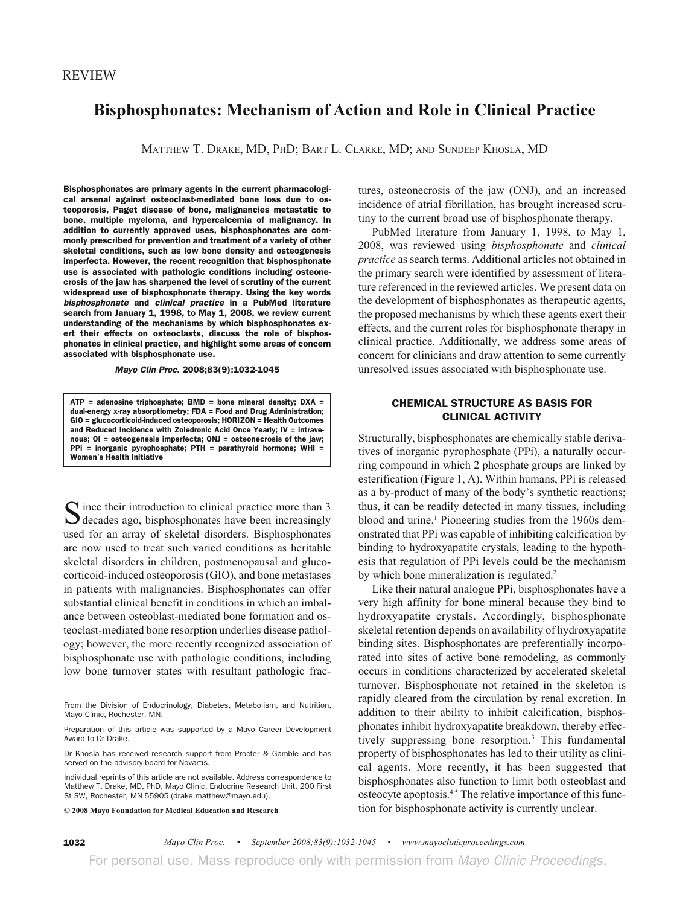REVIEW

# Bisphosphonates: Mechanism of Action and Role in Clinical Practice

MATTHEW T. DRAKE, MD, PHD; BART L. CLARKE, MD; AND SUNDEEP KHOSLA, MD

**Bisphosphonates are primary agents in the current pharmacological arsenal against osteoclast-mediated bone loss due to osteoporosis, Paget disease of bone, malignancies metastatic to bone, multiple myeloma, and hypercalcemia of malignancy. In addition to currently approved uses, bisphosphonates are commonly prescribed for prevention and treatment of a variety of other skeletal conditions, such as low bone density and osteogenesis imperfecta. However, the recent recognition that bisphosphonate use is associated with pathologic conditions including osteonecrosis of the jaw has sharpened the level of scrutiny of the current widespread use of bisphosphonate therapy. Using the key words *bisphosphonate* and *clinical practice* in a PubMed literature search from January 1, 1998, to May 1, 2008, we review current understanding of the mechanisms by which bisphosphonates exert their effects on osteoclasts, discuss the role of bisphosphonates in clinical practice, and highlight some areas of concern associated with bisphosphonate use.**

***Mayo Clin Proc.* 2008;83(9):1032-1045**

**ATP = adenosine triphosphate; BMD = bone mineral density; DXA = dual-energy x-ray absorptiometry; FDA = Food and Drug Administration; GIO = glucocorticoid-induced osteoporosis; HORIZON = Health Outcomes and Reduced Incidence with Zoledronic Acid Once Yearly; IV = intravenous; OI = osteogenesis imperfecta; ONJ = osteonecrosis of the jaw; PPi = inorganic pyrophosphate; PTH = parathyroid hormone; WHI = Women's Health Initiative**

Since their introduction to clinical practice more than 3 decades ago, bisphosphonates have been increasingly used for an array of skeletal disorders. Bisphosphonates are now used to treat such varied conditions as heritable skeletal disorders in children, postmenopausal and glucocorticoid-induced osteoporosis (GIO), and bone metastases in patients with malignancies. Bisphosphonates can offer substantial clinical benefit in conditions in which an imbalance between osteoblast-mediated bone formation and osteoclast-mediated bone resorption underlies disease pathology; however, the more recently recognized association of bisphosphonate use with pathologic conditions, including low bone turnover states with resultant pathologic fractures, osteonecrosis of the jaw (ONJ), and an increased incidence of atrial fibrillation, has brought increased scrutiny to the current broad use of bisphosphonate therapy.

PubMed literature from January 1, 1998, to May 1, 2008, was reviewed using *bisphosphonate* and *clinical practice* as search terms. Additional articles not obtained in the primary search were identified by assessment of literature referenced in the reviewed articles. We present data on the development of bisphosphonates as therapeutic agents, the proposed mechanisms by which these agents exert their effects, and the current roles for bisphosphonate therapy in clinical practice. Additionally, we address some areas of concern for clinicians and draw attention to some currently unresolved issues associated with bisphosphonate use.

## CHEMICAL STRUCTURE AS BASIS FOR CLINICAL ACTIVITY

Structurally, bisphosphonates are chemically stable derivatives of inorganic pyrophosphate (PPi), a naturally occurring compound in which 2 phosphate groups are linked by esterification (Figure 1, A). Within humans, PPi is released as a by-product of many of the body's synthetic reactions; thus, it can be readily detected in many tissues, including blood and urine.[1] Pioneering studies from the 1960s demonstrated that PPi was capable of inhibiting calcification by binding to hydroxyapatite crystals, leading to the hypothesis that regulation of PPi levels could be the mechanism by which bone mineralization is regulated.[2]

Like their natural analogue PPi, bisphosphonates have a very high affinity for bone mineral because they bind to hydroxyapatite crystals. Accordingly, bisphosphonate skeletal retention depends on availability of hydroxyapatite binding sites. Bisphosphonates are preferentially incorporated into sites of active bone remodeling, as commonly occurs in conditions characterized by accelerated skeletal turnover. Bisphosphonate not retained in the skeleton is rapidly cleared from the circulation by renal excretion. In addition to their ability to inhibit calcification, bisphosphonates inhibit hydroxyapatite breakdown, thereby effectively suppressing bone resorption.[3] This fundamental property of bisphosphonates has led to their utility as clinical agents. More recently, it has been suggested that bisphosphonates also function to limit both osteoblast and osteocyte apoptosis.[4,5] The relative importance of this function for bisphosphonate activity is currently unclear.

From the Division of Endocrinology, Diabetes, Metabolism, and Nutrition, Mayo Clinic, Rochester, MN.

Preparation of this article was supported by a Mayo Career Development Award to Dr Drake.

Dr Khosla has received research support from Procter & Gamble and has served on the advisory board for Novartis.

Individual reprints of this article are not available. Address correspondence to Matthew T. Drake, MD, PhD, Mayo Clinic, Endocrine Research Unit, 200 First St SW, Rochester, MN 55905 (drake.matthew@mayo.edu).

**© 2008 Mayo Foundation for Medical Education and Research**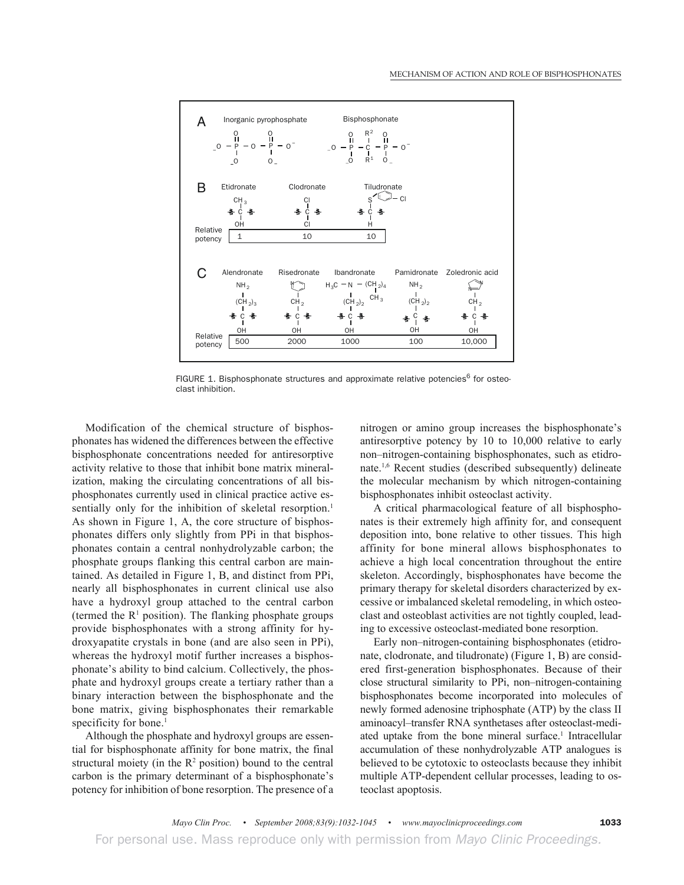FIGURE 1. Bisphosphonate structures and approximate relative potencies[6] for osteoclast inhibition.

Modification of the chemical structure of bisphosphonates has widened the differences between the effective bisphosphonate concentrations needed for antiresorptive activity relative to those that inhibit bone matrix mineralization, making the circulating concentrations of all bisphosphonates currently used in clinical practice active essentially only for the inhibition of skeletal resorption.[1] As shown in Figure 1, A, the core structure of bisphosphonates differs only slightly from PPi in that bisphosphonates contain a central nonhydrolyzable carbon; the phosphate groups flanking this central carbon are maintained. As detailed in Figure 1, B, and distinct from PPi, nearly all bisphosphonates in current clinical use also have a hydroxyl group attached to the central carbon (termed the $R^1$ position). The flanking phosphate groups provide bisphosphonates with a strong affinity for hydroxyapatite crystals in bone (and are also seen in PPi), whereas the hydroxyl motif further increases a bisphosphonate's ability to bind calcium. Collectively, the phosphate and hydroxyl groups create a tertiary rather than a binary interaction between the bisphosphonate and the bone matrix, giving bisphosphonates their remarkable specificity for bone.[1]

Although the phosphate and hydroxyl groups are essential for bisphosphonate affinity for bone matrix, the final structural moiety (in the $R^2$ position) bound to the central carbon is the primary determinant of a bisphosphonate's potency for inhibition of bone resorption. The presence of a nitrogen or amino group increases the bisphosphonate's antiresorptive potency by 10 to 10,000 relative to early non–nitrogen-containing bisphosphonates, such as etidronate.[1,6] Recent studies (described subsequently) delineate the molecular mechanism by which nitrogen-containing bisphosphonates inhibit osteoclast activity.

A critical pharmacological feature of all bisphosphonates is their extremely high affinity for, and consequent deposition into, bone relative to other tissues. This high affinity for bone mineral allows bisphosphonates to achieve a high local concentration throughout the entire skeleton. Accordingly, bisphosphonates have become the primary therapy for skeletal disorders characterized by excessive or imbalanced skeletal remodeling, in which osteoclast and osteoblast activities are not tightly coupled, leading to excessive osteoclast-mediated bone resorption.

Early non–nitrogen-containing bisphosphonates (etidronate, clodronate, and tiludronate) (Figure 1, B) are considered first-generation bisphosphonates. Because of their close structural similarity to PPi, non–nitrogen-containing bisphosphonates become incorporated into molecules of newly formed adenosine triphosphate (ATP) by the class II aminoacyl–transfer RNA synthetases after osteoclast-mediated uptake from the bone mineral surface.[1] Intracellular accumulation of these nonhydrolyzable ATP analogues is believed to be cytotoxic to osteoclasts because they inhibit multiple ATP-dependent cellular processes, leading to osteoclast apoptosis.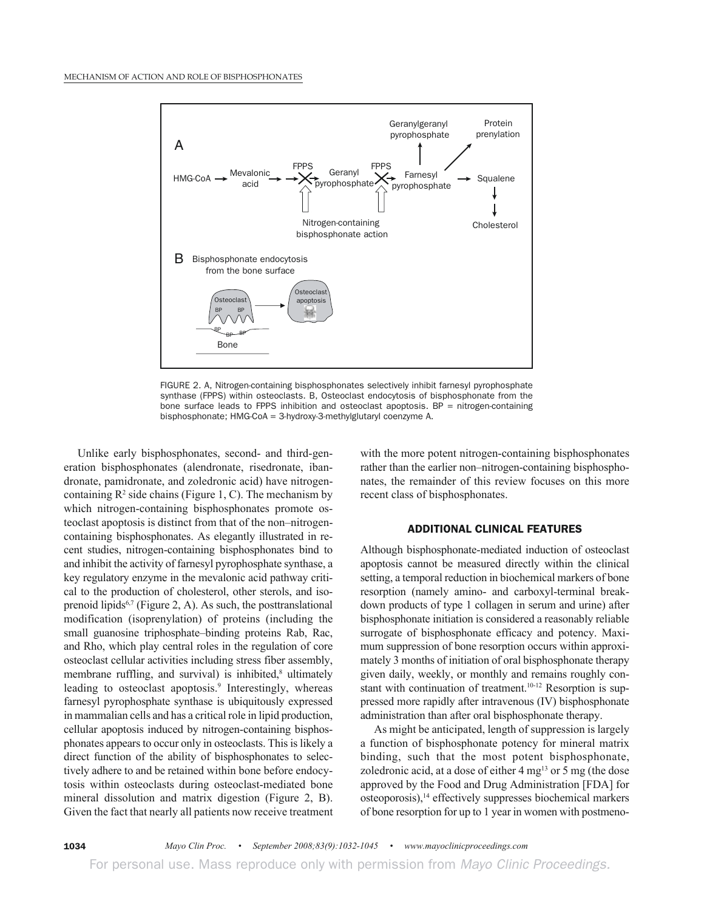FIGURE 2. A, Nitrogen-containing bisphosphonates selectively inhibit farnesyl pyrophosphate synthase (FPPS) within osteoclasts. B, Osteoclast endocytosis of bisphosphonate from the bone surface leads to FPPS inhibition and osteoclast apoptosis. BP = nitrogen-containing bisphosphonate; HMG-CoA = 3-hydroxy-3-methylglutaryl coenzyme A.

Unlike early bisphosphonates, second- and third-generation bisphosphonates (alendronate, risedronate, ibandronate, pamidronate, and zoledronic acid) have nitrogen-containing $R^2$ side chains (Figure 1, C). The mechanism by which nitrogen-containing bisphosphonates promote osteoclast apoptosis is distinct from that of the non–nitrogen-containing bisphosphonates. As elegantly illustrated in recent studies, nitrogen-containing bisphosphonates bind to and inhibit the activity of farnesyl pyrophosphate synthase, a key regulatory enzyme in the mevalonic acid pathway critical to the production of cholesterol, other sterols, and isoprenoid lipids[6,7] (Figure 2, A). As such, the posttranslational modification (isoprenylation) of proteins (including the small guanosine triphosphate–binding proteins Rab, Rac, and Rho, which play central roles in the regulation of core osteoclast cellular activities including stress fiber assembly, membrane ruffling, and survival) is inhibited,[8] ultimately leading to osteoclast apoptosis.[9] Interestingly, whereas farnesyl pyrophosphate synthase is ubiquitously expressed in mammalian cells and has a critical role in lipid production, cellular apoptosis induced by nitrogen-containing bisphosphonates appears to occur only in osteoclasts. This is likely a direct function of the ability of bisphosphonates to selectively adhere to and be retained within bone before endocytosis within osteoclasts during osteoclast-mediated bone mineral dissolution and matrix digestion (Figure 2, B). Given the fact that nearly all patients now receive treatment with the more potent nitrogen-containing bisphosphonates rather than the earlier non–nitrogen-containing bisphosphonates, the remainder of this review focuses on this more recent class of bisphosphonates.

## ADDITIONAL CLINICAL FEATURES

Although bisphosphonate-mediated induction of osteoclast apoptosis cannot be measured directly within the clinical setting, a temporal reduction in biochemical markers of bone resorption (namely amino- and carboxyl-terminal breakdown products of type 1 collagen in serum and urine) after bisphosphonate initiation is considered a reasonably reliable surrogate of bisphosphonate efficacy and potency. Maximum suppression of bone resorption occurs within approximately 3 months of initiation of oral bisphosphonate therapy given daily, weekly, or monthly and remains roughly constant with continuation of treatment.[10-12] Resorption is suppressed more rapidly after intravenous (IV) bisphosphonate administration than after oral bisphosphonate therapy.

As might be anticipated, length of suppression is largely a function of bisphosphonate potency for mineral matrix binding, such that the most potent bisphosphonate, zoledronic acid, at a dose of either 4 mg[13] or 5 mg (the dose approved by the Food and Drug Administration [FDA] for osteoporosis),[14] effectively suppresses biochemical markers of bone resorption for up to 1 year in women with postmeno-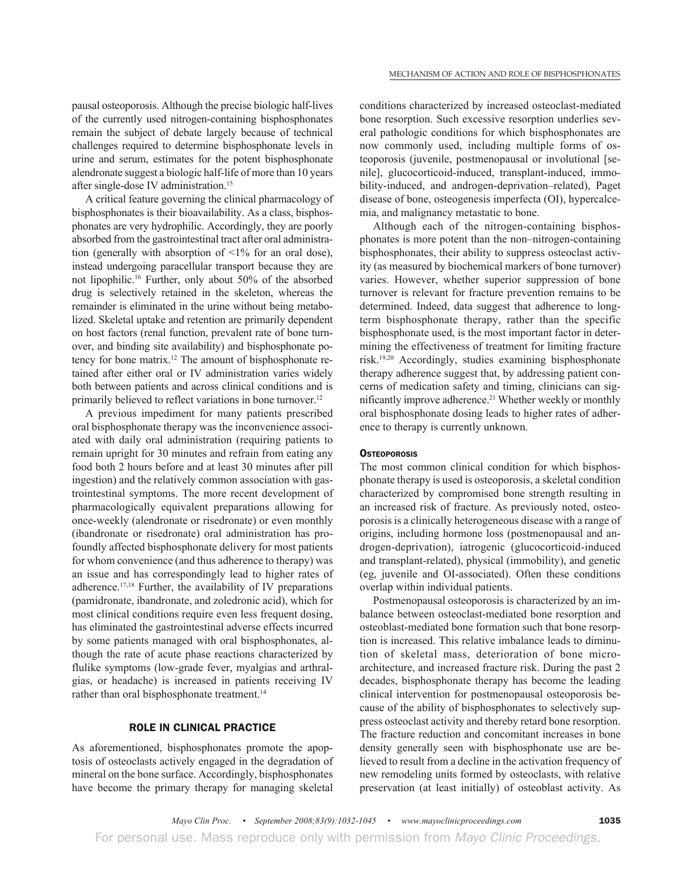pausal osteoporosis. Although the precise biologic half-lives of the currently used nitrogen-containing bisphosphonates remain the subject of debate largely because of technical challenges required to determine bisphosphonate levels in urine and serum, estimates for the potent bisphosphonate alendronate suggest a biologic half-life of more than 10 years after single-dose IV administration.[15]

A critical feature governing the clinical pharmacology of bisphosphonates is their bioavailability. As a class, bisphosphonates are very hydrophilic. Accordingly, they are poorly absorbed from the gastrointestinal tract after oral administration (generally with absorption of <1% for an oral dose), instead undergoing paracellular transport because they are not lipophilic.[16] Further, only about 50% of the absorbed drug is selectively retained in the skeleton, whereas the remainder is eliminated in the urine without being metabolized. Skeletal uptake and retention are primarily dependent on host factors (renal function, prevalent rate of bone turnover, and binding site availability) and bisphosphonate potency for bone matrix.[12] The amount of bisphosphonate retained after either oral or IV administration varies widely both between patients and across clinical conditions and is primarily believed to reflect variations in bone turnover.[12]

A previous impediment for many patients prescribed oral bisphosphonate therapy was the inconvenience associated with daily oral administration (requiring patients to remain upright for 30 minutes and refrain from eating any food both 2 hours before and at least 30 minutes after pill ingestion) and the relatively common association with gastrointestinal symptoms. The more recent development of pharmacologically equivalent preparations allowing for once-weekly (alendronate or risedronate) or even monthly (ibandronate or risedronate) oral administration has profoundly affected bisphosphonate delivery for most patients for whom convenience (and thus adherence to therapy) was an issue and has correspondingly lead to higher rates of adherence.[17,18] Further, the availability of IV preparations (pamidronate, ibandronate, and zoledronic acid), which for most clinical conditions require even less frequent dosing, has eliminated the gastrointestinal adverse effects incurred by some patients managed with oral bisphosphonates, although the rate of acute phase reactions characterized by flulike symptoms (low-grade fever, myalgias and arthralgias, or headache) is increased in patients receiving IV rather than oral bisphosphonate treatment.[14]

## ROLE IN CLINICAL PRACTICE

As aforementioned, bisphosphonates promote the apoptosis of osteoclasts actively engaged in the degradation of mineral on the bone surface. Accordingly, bisphosphonates have become the primary therapy for managing skeletal conditions characterized by increased osteoclast-mediated bone resorption. Such excessive resorption underlies several pathologic conditions for which bisphosphonates are now commonly used, including multiple forms of osteoporosis (juvenile, postmenopausal or involutional [senile], glucocorticoid-induced, transplant-induced, immobility-induced, and androgen-deprivation–related), Paget disease of bone, osteogenesis imperfecta (OI), hypercalcemia, and malignancy metastatic to bone.

Although each of the nitrogen-containing bisphosphonates is more potent than the non–nitrogen-containing bisphosphonates, their ability to suppress osteoclast activity (as measured by biochemical markers of bone turnover) varies. However, whether superior suppression of bone turnover is relevant for fracture prevention remains to be determined. Indeed, data suggest that adherence to long-term bisphosphonate therapy, rather than the specific bisphosphonate used, is the most important factor in determining the effectiveness of treatment for limiting fracture risk.[19,20] Accordingly, studies examining bisphosphonate therapy adherence suggest that, by addressing patient concerns of medication safety and timing, clinicians can significantly improve adherence.[21] Whether weekly or monthly oral bisphosphonate dosing leads to higher rates of adherence to therapy is currently unknown.

### Osteoporosis

The most common clinical condition for which bisphosphonate therapy is used is osteoporosis, a skeletal condition characterized by compromised bone strength resulting in an increased risk of fracture. As previously noted, osteoporosis is a clinically heterogeneous disease with a range of origins, including hormone loss (postmenopausal and androgen-deprivation), iatrogenic (glucocorticoid-induced and transplant-related), physical (immobility), and genetic (eg, juvenile and OI-associated). Often these conditions overlap within individual patients.

Postmenopausal osteoporosis is characterized by an imbalance between osteoclast-mediated bone resorption and osteoblast-mediated bone formation such that bone resorption is increased. This relative imbalance leads to diminution of skeletal mass, deterioration of bone microarchitecture, and increased fracture risk. During the past 2 decades, bisphosphonate therapy has become the leading clinical intervention for postmenopausal osteoporosis because of the ability of bisphosphonates to selectively suppress osteoclast activity and thereby retard bone resorption. The fracture reduction and concomitant increases in bone density generally seen with bisphosphonate use are believed to result from a decline in the activation frequency of new remodeling units formed by osteoclasts, with relative preservation (at least initially) of osteoblast activity. As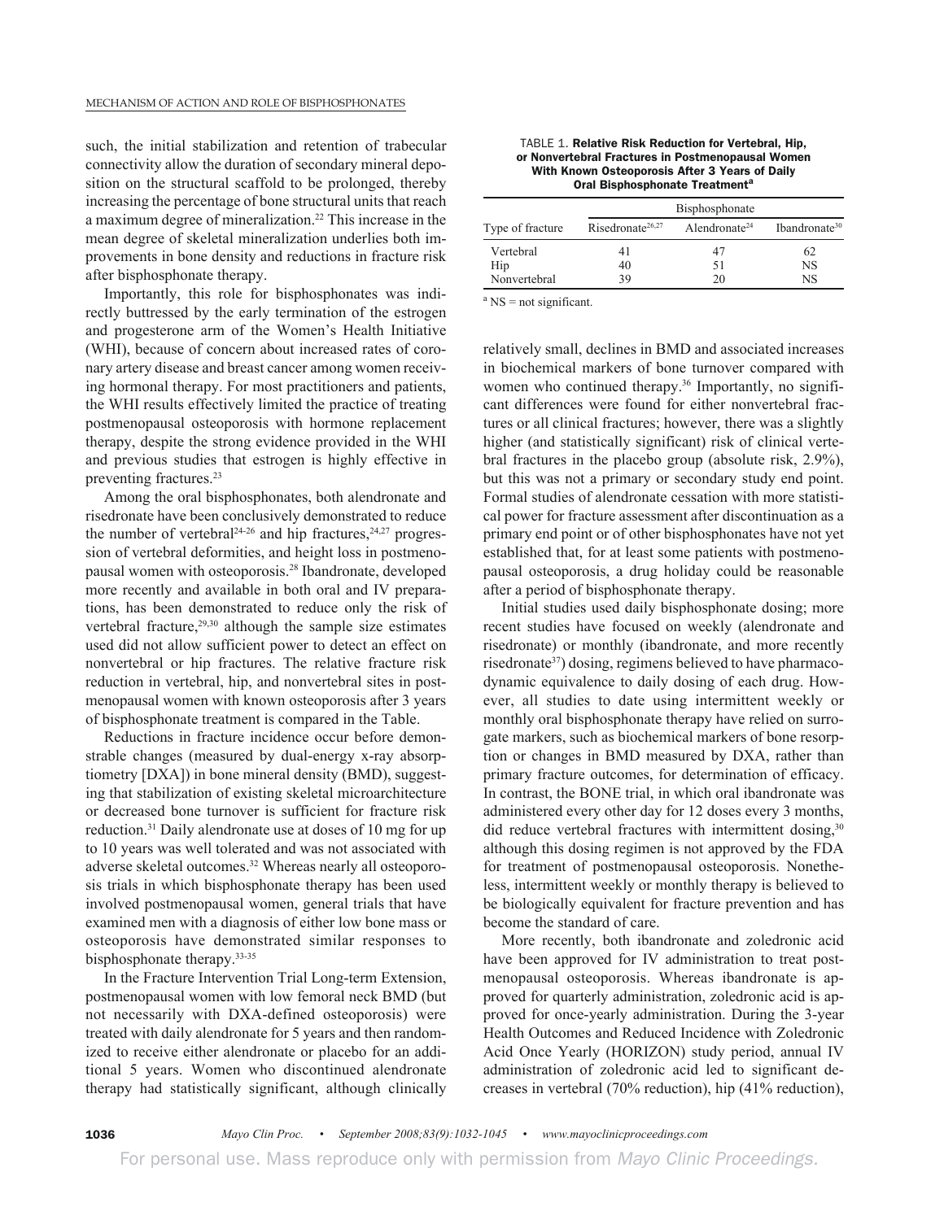such, the initial stabilization and retention of trabecular connectivity allow the duration of secondary mineral deposition on the structural scaffold to be prolonged, thereby increasing the percentage of bone structural units that reach a maximum degree of mineralization.[22] This increase in the mean degree of skeletal mineralization underlies both improvements in bone density and reductions in fracture risk after bisphosphonate therapy.

Importantly, this role for bisphosphonates was indirectly buttressed by the early termination of the estrogen and progesterone arm of the Women's Health Initiative (WHI), because of concern about increased rates of coronary artery disease and breast cancer among women receiving hormonal therapy. For most practitioners and patients, the WHI results effectively limited the practice of treating postmenopausal osteoporosis with hormone replacement therapy, despite the strong evidence provided in the WHI and previous studies that estrogen is highly effective in preventing fractures.[23]

Among the oral bisphosphonates, both alendronate and risedronate have been conclusively demonstrated to reduce the number of vertebral[24-26] and hip fractures,[24,27] progression of vertebral deformities, and height loss in postmenopausal women with osteoporosis.[28] Ibandronate, developed more recently and available in both oral and IV preparations, has been demonstrated to reduce only the risk of vertebral fracture,[29,30] although the sample size estimates used did not allow sufficient power to detect an effect on nonvertebral or hip fractures. The relative fracture risk reduction in vertebral, hip, and nonvertebral sites in postmenopausal women with known osteoporosis after 3 years of bisphosphonate treatment is compared in the Table.

Reductions in fracture incidence occur before demonstrable changes (measured by dual-energy x-ray absorptiometry [DXA]) in bone mineral density (BMD), suggesting that stabilization of existing skeletal microarchitecture or decreased bone turnover is sufficient for fracture risk reduction.[31] Daily alendronate use at doses of 10 mg for up to 10 years was well tolerated and was not associated with adverse skeletal outcomes.[32] Whereas nearly all osteoporosis trials in which bisphosphonate therapy has been used involved postmenopausal women, general trials that have examined men with a diagnosis of either low bone mass or osteoporosis have demonstrated similar responses to bisphosphonate therapy.[33-35]

In the Fracture Intervention Trial Long-term Extension, postmenopausal women with low femoral neck BMD (but not necessarily with DXA-defined osteoporosis) were treated with daily alendronate for 5 years and then randomized to receive either alendronate or placebo for an additional 5 years. Women who discontinued alendronate therapy had statistically significant, although clinically relatively small, declines in BMD and associated increases in biochemical markers of bone turnover compared with women who continued therapy.[36] Importantly, no significant differences were found for either nonvertebral fractures or all clinical fractures; however, there was a slightly higher (and statistically significant) risk of clinical vertebral fractures in the placebo group (absolute risk, 2.9%), but this was not a primary or secondary study end point. Formal studies of alendronate cessation with more statistical power for fracture assessment after discontinuation as a primary end point or of other bisphosphonates have not yet established that, for at least some patients with postmenopausal osteoporosis, a drug holiday could be reasonable after a period of bisphosphonate therapy.

TABLE 1. **Relative Risk Reduction for Vertebral, Hip, or Nonvertebral Fractures in Postmenopausal Women With Known Osteoporosis After 3 Years of Daily Oral Bisphosphonate Treatment[a]**

| | Bisphosphonate | | |
|---|---|---|---|
| Type of fracture | Risedronate[26,27] | Alendronate[24] | Ibandronate[30] |
| Vertebral | 41 | 47 | 62 |
| Hip | 40 | 51 | NS |
| Nonvertebral | 39 | 20 | NS |

[a] NS = not significant.

Initial studies used daily bisphosphonate dosing; more recent studies have focused on weekly (alendronate and risedronate) or monthly (ibandronate, and more recently risedronate[37]) dosing, regimens believed to have pharmacodynamic equivalence to daily dosing of each drug. However, all studies to date using intermittent weekly or monthly oral bisphosphonate therapy have relied on surrogate markers, such as biochemical markers of bone resorption or changes in BMD measured by DXA, rather than primary fracture outcomes, for determination of efficacy. In contrast, the BONE trial, in which oral ibandronate was administered every other day for 12 doses every 3 months, did reduce vertebral fractures with intermittent dosing,[30] although this dosing regimen is not approved by the FDA for treatment of postmenopausal osteoporosis. Nonetheless, intermittent weekly or monthly therapy is believed to be biologically equivalent for fracture prevention and has become the standard of care.

More recently, both ibandronate and zoledronic acid have been approved for IV administration to treat postmenopausal osteoporosis. Whereas ibandronate is approved for quarterly administration, zoledronic acid is approved for once-yearly administration. During the 3-year Health Outcomes and Reduced Incidence with Zoledronic Acid Once Yearly (HORIZON) study period, annual IV administration of zoledronic acid led to significant decreases in vertebral (70% reduction), hip (41% reduction),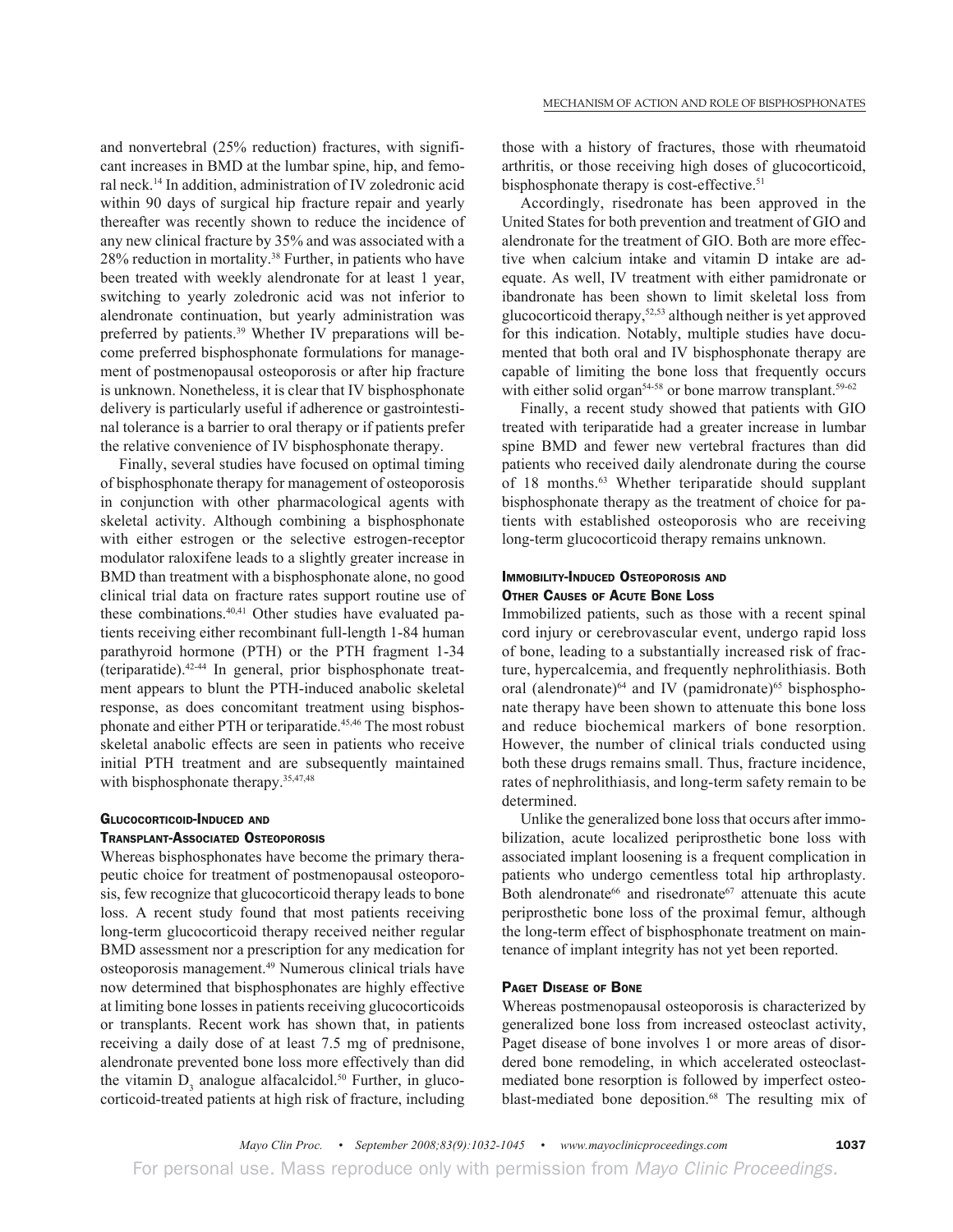and nonvertebral (25% reduction) fractures, with significant increases in BMD at the lumbar spine, hip, and femoral neck.[14] In addition, administration of IV zoledronic acid within 90 days of surgical hip fracture repair and yearly thereafter was recently shown to reduce the incidence of any new clinical fracture by 35% and was associated with a 28% reduction in mortality.[38] Further, in patients who have been treated with weekly alendronate for at least 1 year, switching to yearly zoledronic acid was not inferior to alendronate continuation, but yearly administration was preferred by patients.[39] Whether IV preparations will become preferred bisphosphonate formulations for management of postmenopausal osteoporosis or after hip fracture is unknown. Nonetheless, it is clear that IV bisphosphonate delivery is particularly useful if adherence or gastrointestinal tolerance is a barrier to oral therapy or if patients prefer the relative convenience of IV bisphosphonate therapy.

Finally, several studies have focused on optimal timing of bisphosphonate therapy for management of osteoporosis in conjunction with other pharmacological agents with skeletal activity. Although combining a bisphosphonate with either estrogen or the selective estrogen-receptor modulator raloxifene leads to a slightly greater increase in BMD than treatment with a bisphosphonate alone, no good clinical trial data on fracture rates support routine use of these combinations.[40,41] Other studies have evaluated patients receiving either recombinant full-length 1-84 human parathyroid hormone (PTH) or the PTH fragment 1-34 (teriparatide).[42-44] In general, prior bisphosphonate treatment appears to blunt the PTH-induced anabolic skeletal response, as does concomitant treatment using bisphosphonate and either PTH or teriparatide.[45,46] The most robust skeletal anabolic effects are seen in patients who receive initial PTH treatment and are subsequently maintained with bisphosphonate therapy.[35,47,48]

### Glucocorticoid-Induced and Transplant-Associated Osteoporosis

Whereas bisphosphonates have become the primary therapeutic choice for treatment of postmenopausal osteoporosis, few recognize that glucocorticoid therapy leads to bone loss. A recent study found that most patients receiving long-term glucocorticoid therapy received neither regular BMD assessment nor a prescription for any medication for osteoporosis management.[49] Numerous clinical trials have now determined that bisphosphonates are highly effective at limiting bone losses in patients receiving glucocorticoids or transplants. Recent work has shown that, in patients receiving a daily dose of at least 7.5 mg of prednisone, alendronate prevented bone loss more effectively than did the vitamin $D_3$ analogue alfacalcidol.[50] Further, in glucocorticoid-treated patients at high risk of fracture, including those with a history of fractures, those with rheumatoid arthritis, or those receiving high doses of glucocorticoid, bisphosphonate therapy is cost-effective.[51]

Accordingly, risedronate has been approved in the United States for both prevention and treatment of GIO and alendronate for the treatment of GIO. Both are more effective when calcium intake and vitamin D intake are adequate. As well, IV treatment with either pamidronate or ibandronate has been shown to limit skeletal loss from glucocorticoid therapy,[52,53] although neither is yet approved for this indication. Notably, multiple studies have documented that both oral and IV bisphosphonate therapy are capable of limiting the bone loss that frequently occurs with either solid organ[54-58] or bone marrow transplant.[59-62]

Finally, a recent study showed that patients with GIO treated with teriparatide had a greater increase in lumbar spine BMD and fewer new vertebral fractures than did patients who received daily alendronate during the course of 18 months.[63] Whether teriparatide should supplant bisphosphonate therapy as the treatment of choice for patients with established osteoporosis who are receiving long-term glucocorticoid therapy remains unknown.

### Immobility-Induced Osteoporosis and Other Causes of Acute Bone Loss

Immobilized patients, such as those with a recent spinal cord injury or cerebrovascular event, undergo rapid loss of bone, leading to a substantially increased risk of fracture, hypercalcemia, and frequently nephrolithiasis. Both oral (alendronate)[64] and IV (pamidronate)[65] bisphosphonate therapy have been shown to attenuate this bone loss and reduce biochemical markers of bone resorption. However, the number of clinical trials conducted using both these drugs remains small. Thus, fracture incidence, rates of nephrolithiasis, and long-term safety remain to be determined.

Unlike the generalized bone loss that occurs after immobilization, acute localized periprosthetic bone loss with associated implant loosening is a frequent complication in patients who undergo cementless total hip arthroplasty. Both alendronate[66] and risedronate[67] attenuate this acute periprosthetic bone loss of the proximal femur, although the long-term effect of bisphosphonate treatment on maintenance of implant integrity has not yet been reported.

### Paget Disease of Bone

Whereas postmenopausal osteoporosis is characterized by generalized bone loss from increased osteoclast activity, Paget disease of bone involves 1 or more areas of disordered bone remodeling, in which accelerated osteoclast-mediated bone resorption is followed by imperfect osteoblast-mediated bone deposition.[68] The resulting mix of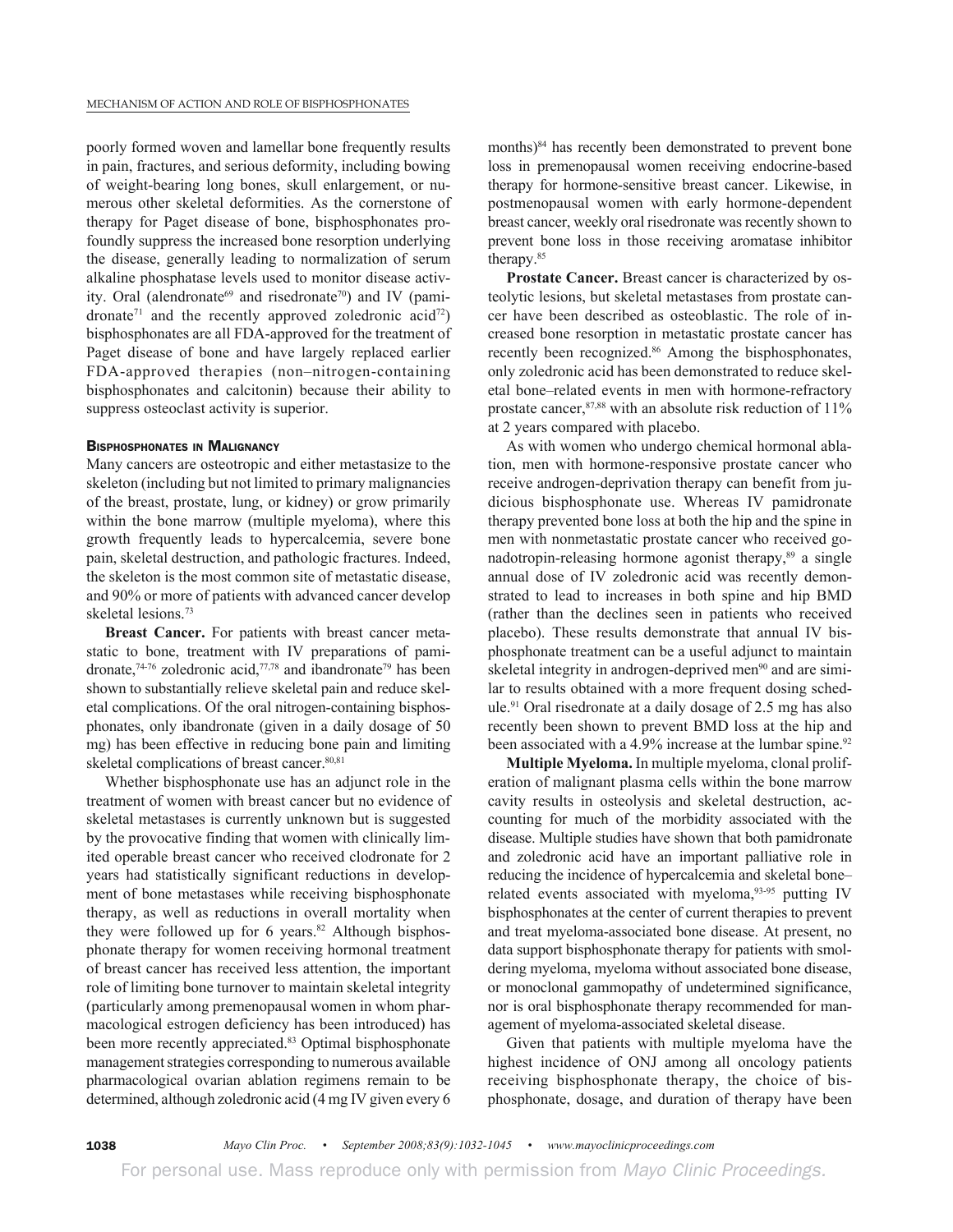poorly formed woven and lamellar bone frequently results in pain, fractures, and serious deformity, including bowing of weight-bearing long bones, skull enlargement, or numerous other skeletal deformities. As the cornerstone of therapy for Paget disease of bone, bisphosphonates profoundly suppress the increased bone resorption underlying the disease, generally leading to normalization of serum alkaline phosphatase levels used to monitor disease activity. Oral (alendronate[69] and risedronate[70]) and IV (pamidronate[71] and the recently approved zoledronic acid[72]) bisphosphonates are all FDA-approved for the treatment of Paget disease of bone and have largely replaced earlier FDA-approved therapies (non–nitrogen-containing bisphosphonates and calcitonin) because their ability to suppress osteoclast activity is superior.

## Bisphosphonates in Malignancy

Many cancers are osteotropic and either metastasize to the skeleton (including but not limited to primary malignancies of the breast, prostate, lung, or kidney) or grow primarily within the bone marrow (multiple myeloma), where this growth frequently leads to hypercalcemia, severe bone pain, skeletal destruction, and pathologic fractures. Indeed, the skeleton is the most common site of metastatic disease, and 90% or more of patients with advanced cancer develop skeletal lesions.[73]

**Breast Cancer.** For patients with breast cancer metastatic to bone, treatment with IV preparations of pamidronate,[74-76] zoledronic acid,[77,78] and ibandronate[79] has been shown to substantially relieve skeletal pain and reduce skeletal complications. Of the oral nitrogen-containing bisphosphonates, only ibandronate (given in a daily dosage of 50 mg) has been effective in reducing bone pain and limiting skeletal complications of breast cancer.[80,81]

Whether bisphosphonate use has an adjunct role in the treatment of women with breast cancer but no evidence of skeletal metastases is currently unknown but is suggested by the provocative finding that women with clinically limited operable breast cancer who received clodronate for 2 years had statistically significant reductions in development of bone metastases while receiving bisphosphonate therapy, as well as reductions in overall mortality when they were followed up for 6 years.[82] Although bisphosphonate therapy for women receiving hormonal treatment of breast cancer has received less attention, the important role of limiting bone turnover to maintain skeletal integrity (particularly among premenopausal women in whom pharmacological estrogen deficiency has been introduced) has been more recently appreciated.[83] Optimal bisphosphonate management strategies corresponding to numerous available pharmacological ovarian ablation regimens remain to be determined, although zoledronic acid (4 mg IV given every 6 months)[84] has recently been demonstrated to prevent bone loss in premenopausal women receiving endocrine-based therapy for hormone-sensitive breast cancer. Likewise, in postmenopausal women with early hormone-dependent breast cancer, weekly oral risedronate was recently shown to prevent bone loss in those receiving aromatase inhibitor therapy.[85]

**Prostate Cancer.** Breast cancer is characterized by osteolytic lesions, but skeletal metastases from prostate cancer have been described as osteoblastic. The role of increased bone resorption in metastatic prostate cancer has recently been recognized.[86] Among the bisphosphonates, only zoledronic acid has been demonstrated to reduce skeletal bone–related events in men with hormone-refractory prostate cancer,[87,88] with an absolute risk reduction of 11% at 2 years compared with placebo.

As with women who undergo chemical hormonal ablation, men with hormone-responsive prostate cancer who receive androgen-deprivation therapy can benefit from judicious bisphosphonate use. Whereas IV pamidronate therapy prevented bone loss at both the hip and the spine in men with nonmetastatic prostate cancer who received gonadotropin-releasing hormone agonist therapy,[89] a single annual dose of IV zoledronic acid was recently demonstrated to lead to increases in both spine and hip BMD (rather than the declines seen in patients who received placebo). These results demonstrate that annual IV bisphosphonate treatment can be a useful adjunct to maintain skeletal integrity in androgen-deprived men[90] and are similar to results obtained with a more frequent dosing schedule.[91] Oral risedronate at a daily dosage of 2.5 mg has also recently been shown to prevent BMD loss at the hip and been associated with a 4.9% increase at the lumbar spine.[92]

**Multiple Myeloma.** In multiple myeloma, clonal proliferation of malignant plasma cells within the bone marrow cavity results in osteolysis and skeletal destruction, accounting for much of the morbidity associated with the disease. Multiple studies have shown that both pamidronate and zoledronic acid have an important palliative role in reducing the incidence of hypercalcemia and skeletal bone–related events associated with myeloma,[93-95] putting IV bisphosphonates at the center of current therapies to prevent and treat myeloma-associated bone disease. At present, no data support bisphosphonate therapy for patients with smoldering myeloma, myeloma without associated bone disease, or monoclonal gammopathy of undetermined significance, nor is oral bisphosphonate therapy recommended for management of myeloma-associated skeletal disease.

Given that patients with multiple myeloma have the highest incidence of ONJ among all oncology patients receiving bisphosphonate therapy, the choice of bisphosphonate, dosage, and duration of therapy have been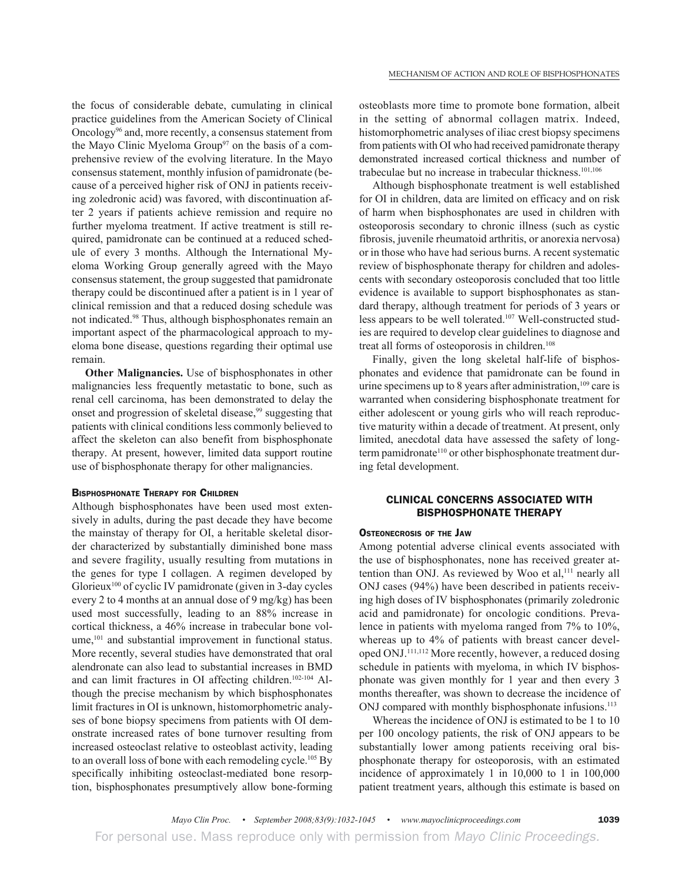the focus of considerable debate, cumulating in clinical practice guidelines from the American Society of Clinical Oncology[96] and, more recently, a consensus statement from the Mayo Clinic Myeloma Group[97] on the basis of a comprehensive review of the evolving literature. In the Mayo consensus statement, monthly infusion of pamidronate (because of a perceived higher risk of ONJ in patients receiving zoledronic acid) was favored, with discontinuation after 2 years if patients achieve remission and require no further myeloma treatment. If active treatment is still required, pamidronate can be continued at a reduced schedule of every 3 months. Although the International Myeloma Working Group generally agreed with the Mayo consensus statement, the group suggested that pamidronate therapy could be discontinued after a patient is in 1 year of clinical remission and that a reduced dosing schedule was not indicated.[98] Thus, although bisphosphonates remain an important aspect of the pharmacological approach to myeloma bone disease, questions regarding their optimal use remain.

**Other Malignancies.** Use of bisphosphonates in other malignancies less frequently metastatic to bone, such as renal cell carcinoma, has been demonstrated to delay the onset and progression of skeletal disease,[99] suggesting that patients with clinical conditions less commonly believed to affect the skeleton can also benefit from bisphosphonate therapy. At present, however, limited data support routine use of bisphosphonate therapy for other malignancies.

### Bisphosphonate Therapy for Children

Although bisphosphonates have been used most extensively in adults, during the past decade they have become the mainstay of therapy for OI, a heritable skeletal disorder characterized by substantially diminished bone mass and severe fragility, usually resulting from mutations in the genes for type I collagen. A regimen developed by Glorieux[100] of cyclic IV pamidronate (given in 3-day cycles every 2 to 4 months at an annual dose of 9 mg/kg) has been used most successfully, leading to an 88% increase in cortical thickness, a 46% increase in trabecular bone volume,[101] and substantial improvement in functional status. More recently, several studies have demonstrated that oral alendronate can also lead to substantial increases in BMD and can limit fractures in OI affecting children.[102-104] Although the precise mechanism by which bisphosphonates limit fractures in OI is unknown, histomorphometric analyses of bone biopsy specimens from patients with OI demonstrate increased rates of bone turnover resulting from increased osteoclast relative to osteoblast activity, leading to an overall loss of bone with each remodeling cycle.[105] By specifically inhibiting osteoclast-mediated bone resorption, bisphosphonates presumptively allow bone-forming osteoblasts more time to promote bone formation, albeit in the setting of abnormal collagen matrix. Indeed, histomorphometric analyses of iliac crest biopsy specimens from patients with OI who had received pamidronate therapy demonstrated increased cortical thickness and number of trabeculae but no increase in trabecular thickness.[101,106]

Although bisphosphonate treatment is well established for OI in children, data are limited on efficacy and on risk of harm when bisphosphonates are used in children with osteoporosis secondary to chronic illness (such as cystic fibrosis, juvenile rheumatoid arthritis, or anorexia nervosa) or in those who have had serious burns. A recent systematic review of bisphosphonate therapy for children and adolescents with secondary osteoporosis concluded that too little evidence is available to support bisphosphonates as standard therapy, although treatment for periods of 3 years or less appears to be well tolerated.[107] Well-constructed studies are required to develop clear guidelines to diagnose and treat all forms of osteoporosis in children.[108]

Finally, given the long skeletal half-life of bisphosphonates and evidence that pamidronate can be found in urine specimens up to 8 years after administration,[109] care is warranted when considering bisphosphonate treatment for either adolescent or young girls who will reach reproductive maturity within a decade of treatment. At present, only limited, anecdotal data have assessed the safety of long-term pamidronate[110] or other bisphosphonate treatment during fetal development.

## CLINICAL CONCERNS ASSOCIATED WITH BISPHOSPHONATE THERAPY

### Osteonecrosis of the Jaw

Among potential adverse clinical events associated with the use of bisphosphonates, none has received greater attention than ONJ. As reviewed by Woo et al,[111] nearly all ONJ cases (94%) have been described in patients receiving high doses of IV bisphosphonates (primarily zoledronic acid and pamidronate) for oncologic conditions. Prevalence in patients with myeloma ranged from 7% to 10%, whereas up to 4% of patients with breast cancer developed ONJ.[111,112] More recently, however, a reduced dosing schedule in patients with myeloma, in which IV bisphosphonate was given monthly for 1 year and then every 3 months thereafter, was shown to decrease the incidence of ONJ compared with monthly bisphosphonate infusions.[113]

Whereas the incidence of ONJ is estimated to be 1 to 10 per 100 oncology patients, the risk of ONJ appears to be substantially lower among patients receiving oral bisphosphonate therapy for osteoporosis, with an estimated incidence of approximately 1 in 10,000 to 1 in 100,000 patient treatment years, although this estimate is based on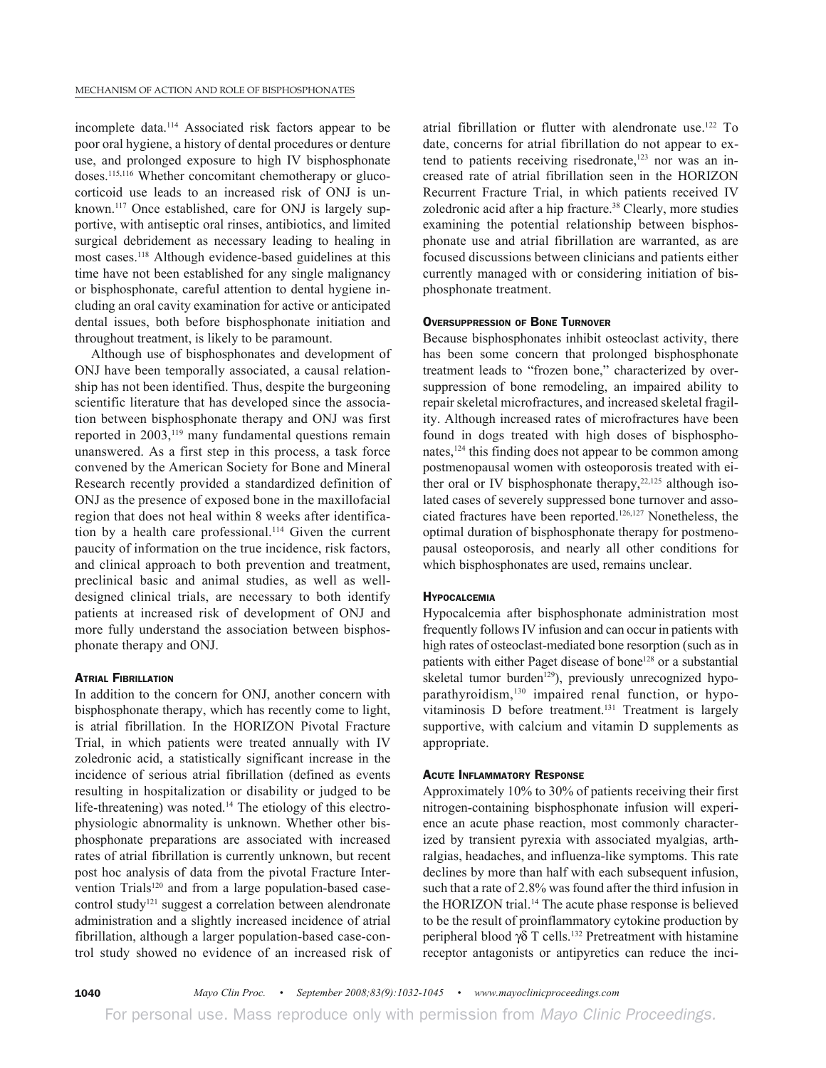incomplete data.[114] Associated risk factors appear to be poor oral hygiene, a history of dental procedures or denture use, and prolonged exposure to high IV bisphosphonate doses.[115,116] Whether concomitant chemotherapy or glucocorticoid use leads to an increased risk of ONJ is unknown.[117] Once established, care for ONJ is largely supportive, with antiseptic oral rinses, antibiotics, and limited surgical debridement as necessary leading to healing in most cases.[118] Although evidence-based guidelines at this time have not been established for any single malignancy or bisphosphonate, careful attention to dental hygiene including an oral cavity examination for active or anticipated dental issues, both before bisphosphonate initiation and throughout treatment, is likely to be paramount.

Although use of bisphosphonates and development of ONJ have been temporally associated, a causal relationship has not been identified. Thus, despite the burgeoning scientific literature that has developed since the association between bisphosphonate therapy and ONJ was first reported in 2003,[119] many fundamental questions remain unanswered. As a first step in this process, a task force convened by the American Society for Bone and Mineral Research recently provided a standardized definition of ONJ as the presence of exposed bone in the maxillofacial region that does not heal within 8 weeks after identification by a health care professional.[114] Given the current paucity of information on the true incidence, risk factors, and clinical approach to both prevention and treatment, preclinical basic and animal studies, as well as well-designed clinical trials, are necessary to both identify patients at increased risk of development of ONJ and more fully understand the association between bisphosphonate therapy and ONJ.

### Atrial Fibrillation

In addition to the concern for ONJ, another concern with bisphosphonate therapy, which has recently come to light, is atrial fibrillation. In the HORIZON Pivotal Fracture Trial, in which patients were treated annually with IV zoledronic acid, a statistically significant increase in the incidence of serious atrial fibrillation (defined as events resulting in hospitalization or disability or judged to be life-threatening) was noted.[14] The etiology of this electrophysiologic abnormality is unknown. Whether other bisphosphonate preparations are associated with increased rates of atrial fibrillation is currently unknown, but recent post hoc analysis of data from the pivotal Fracture Intervention Trials[120] and from a large population-based case-control study[121] suggest a correlation between alendronate administration and a slightly increased incidence of atrial fibrillation, although a larger population-based case-control study showed no evidence of an increased risk of atrial fibrillation or flutter with alendronate use.[122] To date, concerns for atrial fibrillation do not appear to extend to patients receiving risedronate,[123] nor was an increased rate of atrial fibrillation seen in the HORIZON Recurrent Fracture Trial, in which patients received IV zoledronic acid after a hip fracture.[38] Clearly, more studies examining the potential relationship between bisphosphonate use and atrial fibrillation are warranted, as are focused discussions between clinicians and patients either currently managed with or considering initiation of bisphosphonate treatment.

### Oversuppression of Bone Turnover

Because bisphosphonates inhibit osteoclast activity, there has been some concern that prolonged bisphosphonate treatment leads to "frozen bone," characterized by oversuppression of bone remodeling, an impaired ability to repair skeletal microfractures, and increased skeletal fragility. Although increased rates of microfractures have been found in dogs treated with high doses of bisphosphonates,[124] this finding does not appear to be common among postmenopausal women with osteoporosis treated with either oral or IV bisphosphonate therapy,[22,125] although isolated cases of severely suppressed bone turnover and associated fractures have been reported.[126,127] Nonetheless, the optimal duration of bisphosphonate therapy for postmenopausal osteoporosis, and nearly all other conditions for which bisphosphonates are used, remains unclear.

### Hypocalcemia

Hypocalcemia after bisphosphonate administration most frequently follows IV infusion and can occur in patients with high rates of osteoclast-mediated bone resorption (such as in patients with either Paget disease of bone[128] or a substantial skeletal tumor burden[129]), previously unrecognized hypoparathyroidism,[130] impaired renal function, or hypovitaminosis D before treatment.[131] Treatment is largely supportive, with calcium and vitamin D supplements as appropriate.

### Acute Inflammatory Response

Approximately 10% to 30% of patients receiving their first nitrogen-containing bisphosphonate infusion will experience an acute phase reaction, most commonly characterized by transient pyrexia with associated myalgias, arthralgias, headaches, and influenza-like symptoms. This rate declines by more than half with each subsequent infusion, such that a rate of 2.8% was found after the third infusion in the HORIZON trial.[14] The acute phase response is believed to be the result of proinflammatory cytokine production by peripheral blood $\gamma\delta$ T cells.[132] Pretreatment with histamine receptor antagonists or antipyretics can reduce the inci-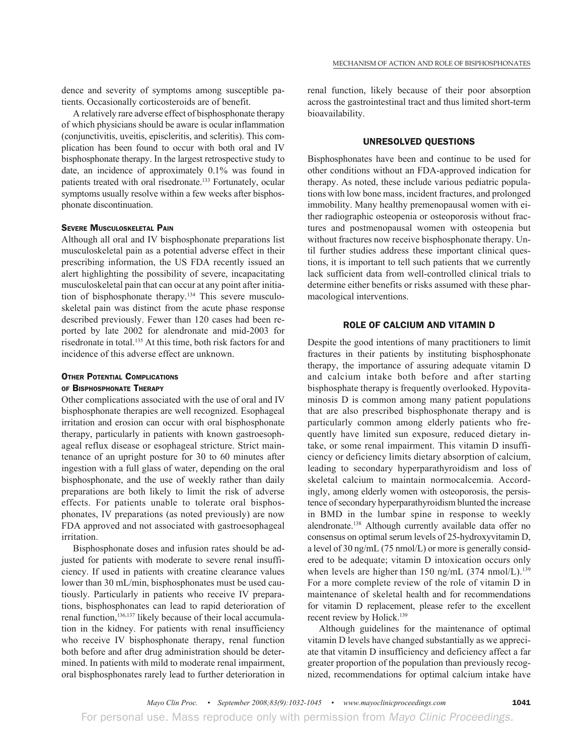dence and severity of symptoms among susceptible patients. Occasionally corticosteroids are of benefit.

A relatively rare adverse effect of bisphosphonate therapy of which physicians should be aware is ocular inflammation (conjunctivitis, uveitis, episcleritis, and scleritis). This complication has been found to occur with both oral and IV bisphosphonate therapy. In the largest retrospective study to date, an incidence of approximately 0.1% was found in patients treated with oral risedronate.[133] Fortunately, ocular symptoms usually resolve within a few weeks after bisphosphonate discontinuation.

### Severe Musculoskeletal Pain

Although all oral and IV bisphosphonate preparations list musculoskeletal pain as a potential adverse effect in their prescribing information, the US FDA recently issued an alert highlighting the possibility of severe, incapacitating musculoskeletal pain that can occur at any point after initiation of bisphosphonate therapy.[134] This severe musculoskeletal pain was distinct from the acute phase response described previously. Fewer than 120 cases had been reported by late 2002 for alendronate and mid-2003 for risedronate in total.[135] At this time, both risk factors for and incidence of this adverse effect are unknown.

### Other Potential Complications of Bisphosphonate Therapy

Other complications associated with the use of oral and IV bisphosphonate therapies are well recognized. Esophageal irritation and erosion can occur with oral bisphosphonate therapy, particularly in patients with known gastroesophageal reflux disease or esophageal stricture. Strict maintenance of an upright posture for 30 to 60 minutes after ingestion with a full glass of water, depending on the oral bisphosphonate, and the use of weekly rather than daily preparations are both likely to limit the risk of adverse effects. For patients unable to tolerate oral bisphosphonates, IV preparations (as noted previously) are now FDA approved and not associated with gastroesophageal irritation.

Bisphosphonate doses and infusion rates should be adjusted for patients with moderate to severe renal insufficiency. If used in patients with creatine clearance values lower than 30 mL/min, bisphosphonates must be used cautiously. Particularly in patients who receive IV preparations, bisphosphonates can lead to rapid deterioration of renal function,[136,137] likely because of their local accumulation in the kidney. For patients with renal insufficiency who receive IV bisphosphonate therapy, renal function both before and after drug administration should be determined. In patients with mild to moderate renal impairment, oral bisphosphonates rarely lead to further deterioration in renal function, likely because of their poor absorption across the gastrointestinal tract and thus limited short-term bioavailability.

## UNRESOLVED QUESTIONS

Bisphosphonates have been and continue to be used for other conditions without an FDA-approved indication for therapy. As noted, these include various pediatric populations with low bone mass, incident fractures, and prolonged immobility. Many healthy premenopausal women with either radiographic osteopenia or osteoporosis without fractures and postmenopausal women with osteopenia but without fractures now receive bisphosphonate therapy. Until further studies address these important clinical questions, it is important to tell such patients that we currently lack sufficient data from well-controlled clinical trials to determine either benefits or risks assumed with these pharmacological interventions.

## ROLE OF CALCIUM AND VITAMIN D

Despite the good intentions of many practitioners to limit fractures in their patients by instituting bisphosphonate therapy, the importance of assuring adequate vitamin D and calcium intake both before and after starting bisphosphate therapy is frequently overlooked. Hypovitaminosis D is common among many patient populations that are also prescribed bisphosphonate therapy and is particularly common among elderly patients who frequently have limited sun exposure, reduced dietary intake, or some renal impairment. This vitamin D insufficiency or deficiency limits dietary absorption of calcium, leading to secondary hyperparathyroidism and loss of skeletal calcium to maintain normocalcemia. Accordingly, among elderly women with osteoporosis, the persistence of secondary hyperparathyroidism blunted the increase in BMD in the lumbar spine in response to weekly alendronate.[138] Although currently available data offer no consensus on optimal serum levels of 25-hydroxyvitamin D, a level of 30 ng/mL (75 nmol/L) or more is generally considered to be adequate; vitamin D intoxication occurs only when levels are higher than 150 ng/mL (374 nmol/L).[139] For a more complete review of the role of vitamin D in maintenance of skeletal health and for recommendations for vitamin D replacement, please refer to the excellent recent review by Holick.[139]

Although guidelines for the maintenance of optimal vitamin D levels have changed substantially as we appreciate that vitamin D insufficiency and deficiency affect a far greater proportion of the population than previously recognized, recommendations for optimal calcium intake have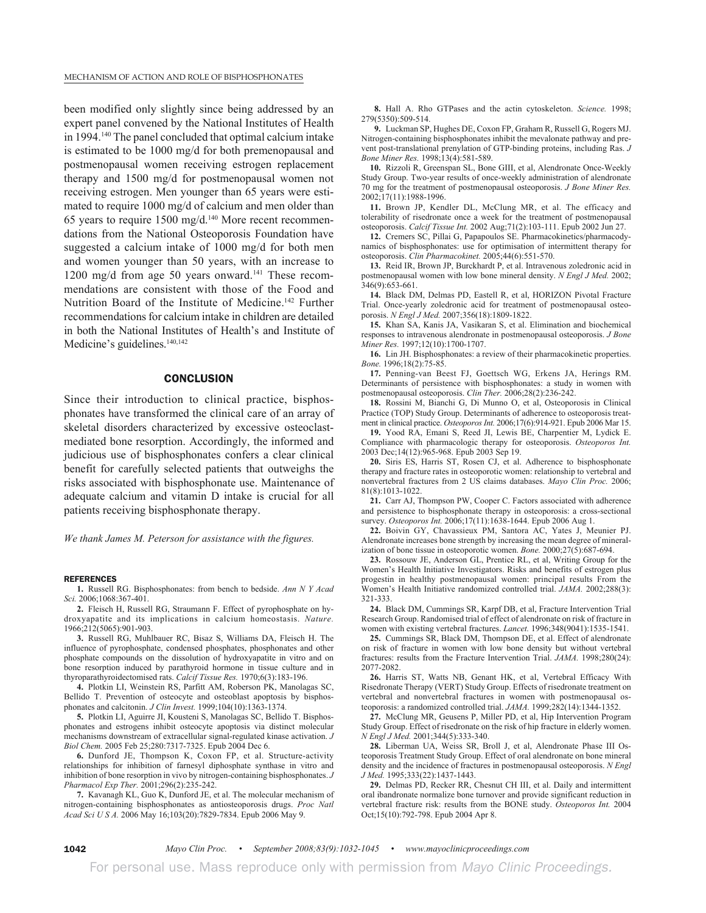been modified only slightly since being addressed by an expert panel convened by the National Institutes of Health in 1994.[140] The panel concluded that optimal calcium intake is estimated to be 1000 mg/d for both premenopausal and postmenopausal women receiving estrogen replacement therapy and 1500 mg/d for postmenopausal women not receiving estrogen. Men younger than 65 years were estimated to require 1000 mg/d of calcium and men older than 65 years to require 1500 mg/d.[140] More recent recommendations from the National Osteoporosis Foundation have suggested a calcium intake of 1000 mg/d for both men and women younger than 50 years, with an increase to 1200 mg/d from age 50 years onward.[141] These recommendations are consistent with those of the Food and Nutrition Board of the Institute of Medicine.[142] Further recommendations for calcium intake in children are detailed in both the National Institutes of Health's and Institute of Medicine's guidelines.[140,142]

## CONCLUSION

Since their introduction to clinical practice, bisphosphonates have transformed the clinical care of an array of skeletal disorders characterized by excessive osteoclast-mediated bone resorption. Accordingly, the informed and judicious use of bisphosphonates confers a clear clinical benefit for carefully selected patients that outweighs the risks associated with bisphosphonate use. Maintenance of adequate calcium and vitamin D intake is crucial for all patients receiving bisphosphonate therapy.

*We thank James M. Peterson for assistance with the figures.*

## REFERENCES

1. Russell RG. Bisphosphonates: from bench to bedside. *Ann N Y Acad Sci.* 2006;1068:367-401.
2. Fleisch H, Russell RG, Straumann F. Effect of pyrophosphate on hydroxyapatite and its implications in calcium homeostasis. *Nature.* 1966;212(5065):901-903.
3. Russell RG, Muhlbauer RC, Bisaz S, Williams DA, Fleisch H. The influence of pyrophosphate, condensed phosphates, phosphonates and other phosphate compounds on the dissolution of hydroxyapatite in vitro and on bone resorption induced by parathyroid hormone in tissue culture and in thyroparathyroidectomised rats. *Calcif Tissue Res.* 1970;6(3):183-196.
4. Plotkin LI, Weinstein RS, Parfitt AM, Roberson PK, Manolagas SC, Bellido T. Prevention of osteocyte and osteoblast apoptosis by bisphosphonates and calcitonin. *J Clin Invest.* 1999;104(10):1363-1374.
5. Plotkin LI, Aguirre JI, Kousteni S, Manolagas SC, Bellido T. Bisphosphonates and estrogens inhibit osteocyte apoptosis via distinct molecular mechanisms downstream of extracellular signal-regulated kinase activation. *J Biol Chem.* 2005 Feb 25;280:7317-7325. Epub 2004 Dec 6.
6. Dunford JE, Thompson K, Coxon FP, et al. Structure-activity relationships for inhibition of farnesyl diphosphate synthase in vitro and inhibition of bone resorption in vivo by nitrogen-containing bisphosphonates. *J Pharmacol Exp Ther.* 2001;296(2):235-242.
7. Kavanagh KL, Guo K, Dunford JE, et al. The molecular mechanism of nitrogen-containing bisphosphonates as antiosteoporosis drugs. *Proc Natl Acad Sci U S A.* 2006 May 16;103(20):7829-7834. Epub 2006 May 9.
8. Hall A. Rho GTPases and the actin cytoskeleton. *Science.* 1998; 279(5350):509-514.
9. Luckman SP, Hughes DE, Coxon FP, Graham R, Russell G, Rogers MJ. Nitrogen-containing bisphosphonates inhibit the mevalonate pathway and prevent post-translational prenylation of GTP-binding proteins, including Ras. *J Bone Miner Res.* 1998;13(4):581-589.
10. Rizzoli R, Greenspan SL, Bone GIII, et al, Alendronate Once-Weekly Study Group. Two-year results of once-weekly administration of alendronate 70 mg for the treatment of postmenopausal osteoporosis. *J Bone Miner Res.* 2002;17(11):1988-1996.
11. Brown JP, Kendler DL, McClung MR, et al. The efficacy and tolerability of risedronate once a week for the treatment of postmenopausal osteoporosis. *Calcif Tissue Int.* 2002 Aug;71(2):103-111. Epub 2002 Jun 27.
12. Cremers SC, Pillai G, Papapoulos SE. Pharmacokinetics/pharmacodynamics of bisphosphonates: use for optimisation of intermittent therapy for osteoporosis. *Clin Pharmacokinet.* 2005;44(6):551-570.
13. Reid IR, Brown JP, Burckhardt P, et al. Intravenous zoledronic acid in postmenopausal women with low bone mineral density. *N Engl J Med.* 2002; 346(9):653-661.
14. Black DM, Delmas PD, Eastell R, et al, HORIZON Pivotal Fracture Trial. Once-yearly zoledronic acid for treatment of postmenopausal osteoporosis. *N Engl J Med.* 2007;356(18):1809-1822.
15. Khan SA, Kanis JA, Vasikaran S, et al. Elimination and biochemical responses to intravenous alendronate in postmenopausal osteoporosis. *J Bone Miner Res.* 1997;12(10):1700-1707.
16. Lin JH. Bisphosphonates: a review of their pharmacokinetic properties. *Bone.* 1996;18(2):75-85.
17. Penning-van Beest FJ, Goettsch WG, Erkens JA, Herings RM. Determinants of persistence with bisphosphonates: a study in women with postmenopausal osteoporosis. *Clin Ther.* 2006;28(2):236-242.
18. Rossini M, Bianchi G, Di Munno O, et al, Osteoporosis in Clinical Practice (TOP) Study Group. Determinants of adherence to osteoporosis treatment in clinical practice. *Osteoporos Int.* 2006;17(6):914-921. Epub 2006 Mar 15.
19. Yood RA, Emani S, Reed JI, Lewis BE, Charpentier M, Lydick E. Compliance with pharmacologic therapy for osteoporosis. *Osteoporos Int.* 2003 Dec;14(12):965-968. Epub 2003 Sep 19.
20. Siris ES, Harris ST, Rosen CJ, et al. Adherence to bisphosphonate therapy and fracture rates in osteoporotic women: relationship to vertebral and nonvertebral fractures from 2 US claims databases. *Mayo Clin Proc.* 2006; 81(8):1013-1022.
21. Carr AJ, Thompson PW, Cooper C. Factors associated with adherence and persistence to bisphosphonate therapy in osteoporosis: a cross-sectional survey. *Osteoporos Int.* 2006;17(11):1638-1644. Epub 2006 Aug 1.
22. Boivin GY, Chavassieux PM, Santora AC, Yates J, Meunier PJ. Alendronate increases bone strength by increasing the mean degree of mineralization of bone tissue in osteoporotic women. *Bone.* 2000;27(5):687-694.
23. Rossouw JE, Anderson GL, Prentice RL, et al, Writing Group for the Women's Health Initiative Investigators. Risks and benefits of estrogen plus progestin in healthy postmenopausal women: principal results From the Women's Health Initiative randomized controlled trial. *JAMA.* 2002;288(3): 321-333.
24. Black DM, Cummings SR, Karpf DB, et al, Fracture Intervention Trial Research Group. Randomised trial of effect of alendronate on risk of fracture in women with existing vertebral fractures. *Lancet.* 1996;348(9041):1535-1541.
25. Cummings SR, Black DM, Thompson DE, et al. Effect of alendronate on risk of fracture in women with low bone density but without vertebral fractures: results from the Fracture Intervention Trial. *JAMA.* 1998;280(24): 2077-2082.
26. Harris ST, Watts NB, Genant HK, et al, Vertebral Efficacy With Risedronate Therapy (VERT) Study Group. Effects of risedronate treatment on vertebral and nonvertebral fractures in women with postmenopausal osteoporosis: a randomized controlled trial. *JAMA.* 1999;282(14):1344-1352.
27. McClung MR, Geusens P, Miller PD, et al, Hip Intervention Program Study Group. Effect of risedronate on the risk of hip fracture in elderly women. *N Engl J Med.* 2001;344(5):333-340.
28. Liberman UA, Weiss SR, Broll J, et al, Alendronate Phase III Osteoporosis Treatment Study Group. Effect of oral alendronate on bone mineral density and the incidence of fractures in postmenopausal osteoporosis. *N Engl J Med.* 1995;333(22):1437-1443.
29. Delmas PD, Recker RR, Chesnut CH III, et al. Daily and intermittent oral ibandronate normalize bone turnover and provide significant reduction in vertebral fracture risk: results from the BONE study. *Osteoporos Int.* 2004 Oct;15(10):792-798. Epub 2004 Apr 8.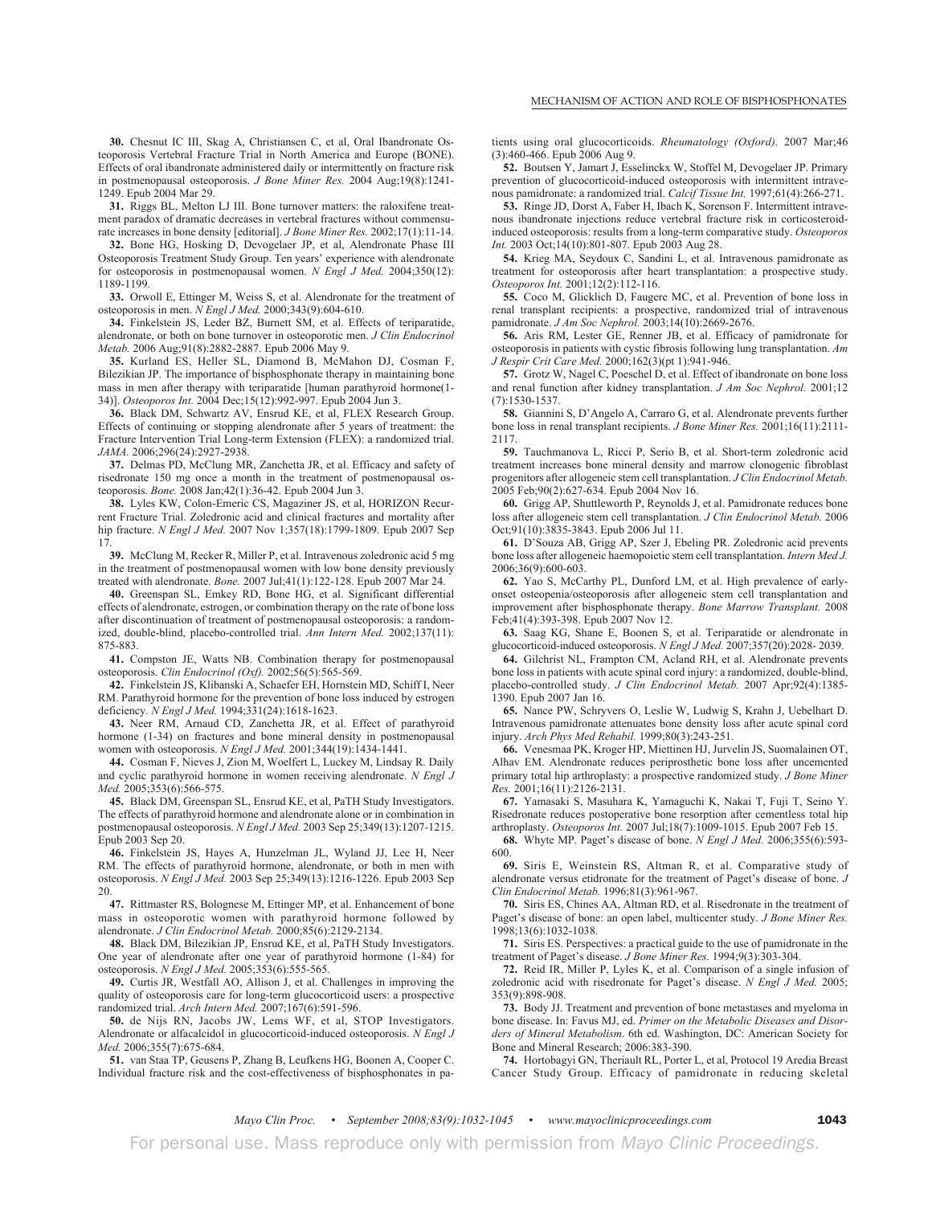30. Chesnut IC III, Skag A, Christiansen C, et al, Oral Ibandronate Osteoporosis Vertebral Fracture Trial in North America and Europe (BONE). Effects of oral ibandronate administered daily or intermittently on fracture risk in postmenopausal osteoporosis. *J Bone Miner Res.* 2004 Aug;19(8):1241-1249. Epub 2004 Mar 29.

31. Riggs BL, Melton LJ III. Bone turnover matters: the raloxifene treatment paradox of dramatic decreases in vertebral fractures without commensurate increases in bone density [editorial]. *J Bone Miner Res.* 2002;17(1):11-14.

32. Bone HG, Hosking D, Devogelaer JP, et al, Alendronate Phase III Osteoporosis Treatment Study Group. Ten years' experience with alendronate for osteoporosis in postmenopausal women. *N Engl J Med.* 2004;350(12):1189-1199.

33. Orwoll E, Ettinger M, Weiss S, et al. Alendronate for the treatment of osteoporosis in men. *N Engl J Med.* 2000;343(9):604-610.

34. Finkelstein JS, Leder BZ, Burnett SM, et al. Effects of teriparatide, alendronate, or both on bone turnover in osteoporotic men. *J Clin Endocrinol Metab.* 2006 Aug;91(8):2882-2887. Epub 2006 May 9.

35. Kurland ES, Heller SL, Diamond B, McMahon DJ, Cosman F, Bilezikian JP. The importance of bisphosphonate therapy in maintaining bone mass in men after therapy with teriparatide [human parathyroid hormone(1-34)]. *Osteoporos Int.* 2004 Dec;15(12):992-997. Epub 2004 Jun 3.

36. Black DM, Schwartz AV, Ensrud KE, et al, FLEX Research Group. Effects of continuing or stopping alendronate after 5 years of treatment: the Fracture Intervention Trial Long-term Extension (FLEX): a randomized trial. *JAMA.* 2006;296(24):2927-2938.

37. Delmas PD, McClung MR, Zanchetta JR, et al. Efficacy and safety of risedronate 150 mg once a month in the treatment of postmenopausal osteoporosis. *Bone.* 2008 Jan;42(1):36-42. Epub 2004 Jun 3.

38. Lyles KW, Colon-Emeric CS, Magaziner JS, et al, HORIZON Recurrent Fracture Trial. Zoledronic acid and clinical fractures and mortality after hip fracture. *N Engl J Med.* 2007 Nov 1;357(18):1799-1809. Epub 2007 Sep 17.

39. McClung M, Recker R, Miller P, et al. Intravenous zoledronic acid 5 mg in the treatment of postmenopausal women with low bone density previously treated with alendronate. *Bone.* 2007 Jul;41(1):122-128. Epub 2007 Mar 24.

40. Greenspan SL, Emkey RD, Bone HG, et al. Significant differential effects of alendronate, estrogen, or combination therapy on the rate of bone loss after discontinuation of treatment of postmenopausal osteoporosis: a randomized, double-blind, placebo-controlled trial. *Ann Intern Med.* 2002;137(11):875-883.

41. Compston JE, Watts NB. Combination therapy for postmenopausal osteoporosis. *Clin Endocrinol (Oxf).* 2002;56(5):565-569.

42. Finkelstein JS, Klibanski A, Schaefer EH, Hornstein MD, Schiff I, Neer RM. Parathyroid hormone for the prevention of bone loss induced by estrogen deficiency. *N Engl J Med.* 1994;331(24):1618-1623.

43. Neer RM, Arnaud CD, Zanchetta JR, et al. Effect of parathyroid hormone (1-34) on fractures and bone mineral density in postmenopausal women with osteoporosis. *N Engl J Med.* 2001;344(19):1434-1441.

44. Cosman F, Nieves J, Zion M, Woelfert L, Luckey M, Lindsay R. Daily and cyclic parathyroid hormone in women receiving alendronate. *N Engl J Med.* 2005;353(6):566-575.

45. Black DM, Greenspan SL, Ensrud KE, et al, PaTH Study Investigators. The effects of parathyroid hormone and alendronate alone or in combination in postmenopausal osteoporosis. *N Engl J Med.* 2003 Sep 25;349(13):1207-1215. Epub 2003 Sep 20.

46. Finkelstein JS, Hayes A, Hunzelman JL, Wyland JJ, Lee H, Neer RM. The effects of parathyroid hormone, alendronate, or both in men with osteoporosis. *N Engl J Med.* 2003 Sep 25;349(13):1216-1226. Epub 2003 Sep 20.

47. Rittmaster RS, Bolognese M, Ettinger MP, et al. Enhancement of bone mass in osteoporotic women with parathyroid hormone followed by alendronate. *J Clin Endocrinol Metab.* 2000;85(6):2129-2134.

48. Black DM, Bilezikian JP, Ensrud KE, et al, PaTH Study Investigators. One year of alendronate after one year of parathyroid hormone (1-84) for osteoporosis. *N Engl J Med.* 2005;353(6):555-565.

49. Curtis JR, Westfall AO, Allison J, et al. Challenges in improving the quality of osteoporosis care for long-term glucocorticoid users: a prospective randomized trial. *Arch Intern Med.* 2007;167(6):591-596.

50. de Nijs RN, Jacobs JW, Lems WF, et al, STOP Investigators. Alendronate or alfacalcidol in glucocorticoid-induced osteoporosis. *N Engl J Med.* 2006;355(7):675-684.

51. van Staa TP, Geusens P, Zhang B, Leufkens HG, Boonen A, Cooper C. Individual fracture risk and the cost-effectiveness of bisphosphonates in patients using oral glucocorticoids. *Rheumatology (Oxford).* 2007 Mar;46(3):460-466. Epub 2006 Aug 9.

52. Boutsen Y, Jamart J, Esselinckx W, Stoffel M, Devogelaer JP. Primary prevention of glucocorticoid-induced osteoporosis with intermittent intravenous pamidronate: a randomized trial. *Calcif Tissue Int.* 1997;61(4):266-271.

53. Ringe JD, Dorst A, Faber H, Ibach K, Sorenson F. Intermittent intravenous ibandronate injections reduce vertebral fracture risk in corticosteroid-induced osteoporosis: results from a long-term comparative study. *Osteoporos Int.* 2003 Oct;14(10):801-807. Epub 2003 Aug 28.

54. Krieg MA, Seydoux C, Sandini L, et al. Intravenous pamidronate as treatment for osteoporosis after heart transplantation: a prospective study. *Osteoporos Int.* 2001;12(2):112-116.

55. Coco M, Glicklich D, Faugere MC, et al. Prevention of bone loss in renal transplant recipients: a prospective, randomized trial of intravenous pamidronate. *J Am Soc Nephrol.* 2003;14(10):2669-2676.

56. Aris RM, Lester GE, Renner JB, et al. Efficacy of pamidronate for osteoporosis in patients with cystic fibrosis following lung transplantation. *Am J Respir Crit Care Med.* 2000;162(3)(pt 1):941-946.

57. Grotz W, Nagel C, Poeschel D, et al. Effect of ibandronate on bone loss and renal function after kidney transplantation. *J Am Soc Nephrol.* 2001;12(7):1530-1537.

58. Giannini S, D'Angelo A, Carraro G, et al. Alendronate prevents further bone loss in renal transplant recipients. *J Bone Miner Res.* 2001;16(11):2111-2117.

59. Tauchmanova L, Ricci P, Serio B, et al. Short-term zoledronic acid treatment increases bone mineral density and marrow clonogenic fibroblast progenitors after allogeneic stem cell transplantation. *J Clin Endocrinol Metab.* 2005 Feb;90(2):627-634. Epub 2004 Nov 16.

60. Grigg AP, Shuttleworth P, Reynolds J, et al. Pamidronate reduces bone loss after allogeneic stem cell transplantation. *J Clin Endocrinol Metab.* 2006 Oct;91(10):3835-3843. Epub 2006 Jul 11.

61. D'Souza AB, Grigg AP, Szer J, Ebeling PR. Zoledronic acid prevents bone loss after allogeneic haemopoietic stem cell transplantation. *Intern Med J.* 2006;36(9):600-603.

62. Yao S, McCarthy PL, Dunford LM, et al. High prevalence of early-onset osteopenia/osteoporosis after allogeneic stem cell transplantation and improvement after bisphosphonate therapy. *Bone Marrow Transplant.* 2008 Feb;41(4):393-398. Epub 2007 Nov 12.

63. Saag KG, Shane E, Boonen S, et al. Teriparatide or alendronate in glucocorticoid-induced osteoporosis. *N Engl J Med.* 2007;357(20):2028- 2039.

64. Gilchrist NL, Frampton CM, Acland RH, et al. Alendronate prevents bone loss in patients with acute spinal cord injury: a randomized, double-blind, placebo-controlled study. *J Clin Endocrinol Metab.* 2007 Apr;92(4):1385-1390. Epub 2007 Jan 16.

65. Nance PW, Schryvers O, Leslie W, Ludwig S, Krahn J, Uebelhart D. Intravenous pamidronate attenuates bone density loss after acute spinal cord injury. *Arch Phys Med Rehabil.* 1999;80(3):243-251.

66. Venesmaa PK, Kroger HP, Miettinen HJ, Jurvelin JS, Suomalainen OT, Alhav EM. Alendronate reduces periprosthetic bone loss after uncemented primary total hip arthroplasty: a prospective randomized study. *J Bone Miner Res.* 2001;16(11):2126-2131.

67. Yamasaki S, Masuhara K, Yamaguchi K, Nakai T, Fuji T, Seino Y. Risedronate reduces postoperative bone resorption after cementless total hip arthroplasty. *Osteoporos Int.* 2007 Jul;18(7):1009-1015. Epub 2007 Feb 15.

68. Whyte MP. Paget's disease of bone. *N Engl J Med.* 2006;355(6):593-600.

69. Siris E, Weinstein RS, Altman R, et al. Comparative study of alendronate versus etidronate for the treatment of Paget's disease of bone. *J Clin Endocrinol Metab.* 1996;81(3):961-967.

70. Siris ES, Chines AA, Altman RD, et al. Risedronate in the treatment of Paget's disease of bone: an open label, multicenter study. *J Bone Miner Res.* 1998;13(6):1032-1038.

71. Siris ES. Perspectives: a practical guide to the use of pamidronate in the treatment of Paget's disease. *J Bone Miner Res.* 1994;9(3):303-304.

72. Reid IR, Miller P, Lyles K, et al. Comparison of a single infusion of zoledronic acid with risedronate for Paget's disease. *N Engl J Med.* 2005;353(9):898-908.

73. Body JJ. Treatment and prevention of bone metastases and myeloma in bone disease. In: Favus MJ, ed. *Primer on the Metabolic Diseases and Disorders of Mineral Metabolism*. 6th ed. Washington, DC: American Society for Bone and Mineral Research; 2006:383-390.

74. Hortobagyi GN, Theriault RL, Porter L, et al, Protocol 19 Aredia Breast Cancer Study Group. Efficacy of pamidronate in reducing skeletal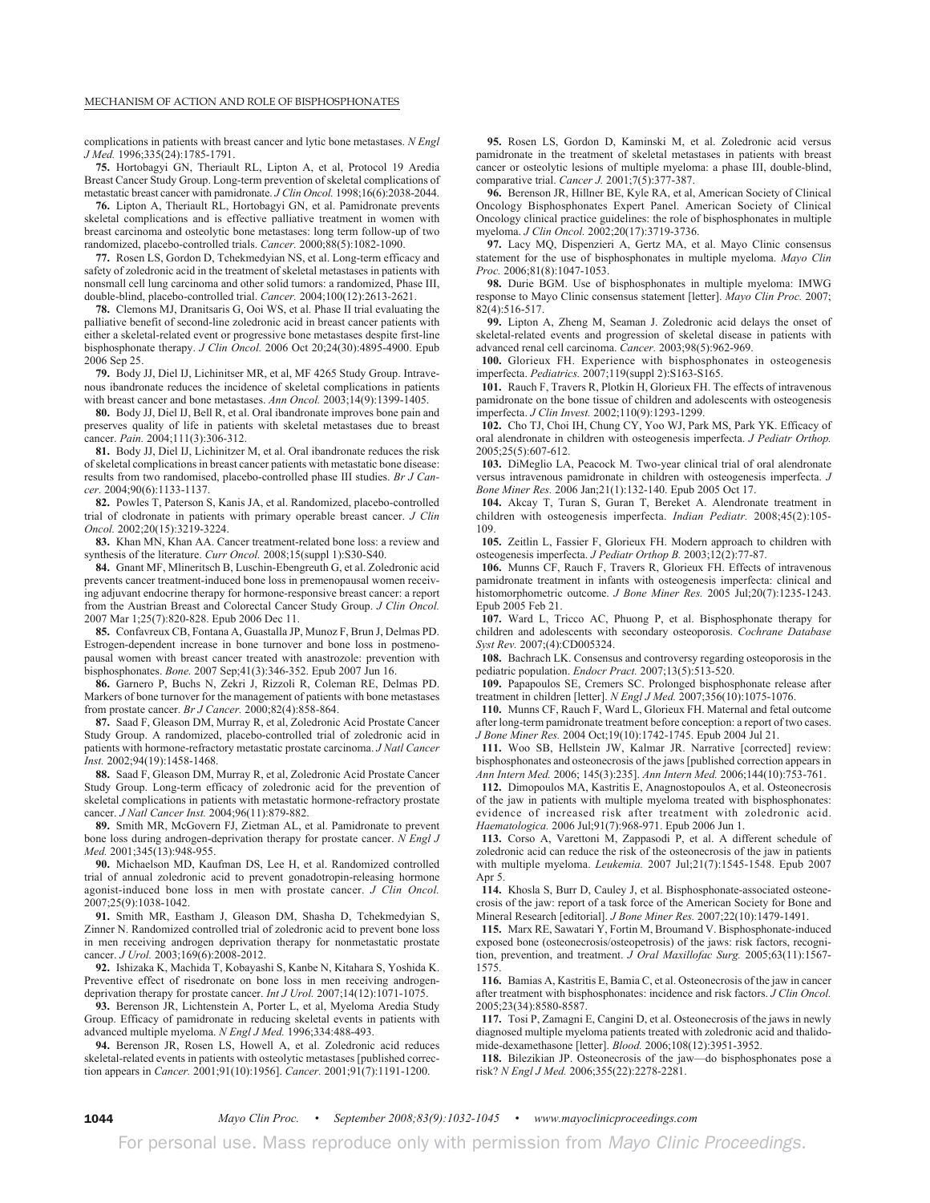complications in patients with breast cancer and lytic bone metastases. *N Engl J Med.* 1996;335(24):1785-1791.

**75.** Hortobagyi GN, Theriault RL, Lipton A, et al, Protocol 19 Aredia Breast Cancer Study Group. Long-term prevention of skeletal complications of metastatic breast cancer with pamidronate. *J Clin Oncol.* 1998;16(6):2038-2044.

**76.** Lipton A, Theriault RL, Hortobagyi GN, et al. Pamidronate prevents skeletal complications and is effective palliative treatment in women with breast carcinoma and osteolytic bone metastases: long term follow-up of two randomized, placebo-controlled trials. *Cancer.* 2000;88(5):1082-1090.

**77.** Rosen LS, Gordon D, Tchekmedyian NS, et al. Long-term efficacy and safety of zoledronic acid in the treatment of skeletal metastases in patients with nonsmall cell lung carcinoma and other solid tumors: a randomized, Phase III, double-blind, placebo-controlled trial. *Cancer.* 2004;100(12):2613-2621.

**78.** Clemons MJ, Dranitsaris G, Ooi WS, et al. Phase II trial evaluating the palliative benefit of second-line zoledronic acid in breast cancer patients with either a skeletal-related event or progressive bone metastases despite first-line bisphosphonate therapy. *J Clin Oncol.* 2006 Oct 20;24(30):4895-4900. Epub 2006 Sep 25.

**79.** Body JJ, Diel IJ, Lichinitser MR, et al, MF 4265 Study Group. Intravenous ibandronate reduces the incidence of skeletal complications in patients with breast cancer and bone metastases. *Ann Oncol.* 2003;14(9):1399-1405.

**80.** Body JJ, Diel IJ, Bell R, et al. Oral ibandronate improves bone pain and preserves quality of life in patients with skeletal metastases due to breast cancer. *Pain.* 2004;111(3):306-312.

**81.** Body JJ, Diel IJ, Lichinitzer M, et al. Oral ibandronate reduces the risk of skeletal complications in breast cancer patients with metastatic bone disease: results from two randomised, placebo-controlled phase III studies. *Br J Cancer.* 2004;90(6):1133-1137.

**82.** Powles T, Paterson S, Kanis JA, et al. Randomized, placebo-controlled trial of clodronate in patients with primary operable breast cancer. *J Clin Oncol.* 2002;20(15):3219-3224.

**83.** Khan MN, Khan AA. Cancer treatment-related bone loss: a review and synthesis of the literature. *Curr Oncol.* 2008;15(suppl 1):S30-S40.

**84.** Gnant MF, Mlineritsch B, Luschin-Ebengreuth G, et al. Zoledronic acid prevents cancer treatment-induced bone loss in premenopausal women receiving adjuvant endocrine therapy for hormone-responsive breast cancer: a report from the Austrian Breast and Colorectal Cancer Study Group. *J Clin Oncol.* 2007 Mar 1;25(7):820-828. Epub 2006 Dec 11.

**85.** Confavreux CB, Fontana A, Guastalla JP, Munoz F, Brun J, Delmas PD. Estrogen-dependent increase in bone turnover and bone loss in postmenopausal women with breast cancer treated with anastrozole: prevention with bisphosphonates. *Bone.* 2007 Sep;41(3):346-352. Epub 2007 Jun 16.

**86.** Garnero P, Buchs N, Zekri J, Rizzoli R, Coleman RE, Delmas PD. Markers of bone turnover for the management of patients with bone metastases from prostate cancer. *Br J Cancer.* 2000;82(4):858-864.

**87.** Saad F, Gleason DM, Murray R, et al, Zoledronic Acid Prostate Cancer Study Group. A randomized, placebo-controlled trial of zoledronic acid in patients with hormone-refractory metastatic prostate carcinoma. *J Natl Cancer Inst.* 2002;94(19):1458-1468.

**88.** Saad F, Gleason DM, Murray R, et al, Zoledronic Acid Prostate Cancer Study Group. Long-term efficacy of zoledronic acid for the prevention of skeletal complications in patients with metastatic hormone-refractory prostate cancer. *J Natl Cancer Inst.* 2004;96(11):879-882.

**89.** Smith MR, McGovern FJ, Zietman AL, et al. Pamidronate to prevent bone loss during androgen-deprivation therapy for prostate cancer. *N Engl J Med.* 2001;345(13):948-955.

**90.** Michaelson MD, Kaufman DS, Lee H, et al. Randomized controlled trial of annual zoledronic acid to prevent gonadotropin-releasing hormone agonist-induced bone loss in men with prostate cancer. *J Clin Oncol.* 2007;25(9):1038-1042.

**91.** Smith MR, Eastham J, Gleason DM, Shasha D, Tchekmedyian S, Zinner N. Randomized controlled trial of zoledronic acid to prevent bone loss in men receiving androgen deprivation therapy for nonmetastatic prostate cancer. *J Urol.* 2003;169(6):2008-2012.

**92.** Ishizaka K, Machida T, Kobayashi S, Kanbe N, Kitahara S, Yoshida K. Preventive effect of risedronate on bone loss in men receiving androgen-deprivation therapy for prostate cancer. *Int J Urol.* 2007;14(12):1071-1075.

**93.** Berenson JR, Lichtenstein A, Porter L, et al, Myeloma Aredia Study Group. Efficacy of pamidronate in reducing skeletal events in patients with advanced multiple myeloma. *N Engl J Med.* 1996;334:488-493.

**94.** Berenson JR, Rosen LS, Howell A, et al. Zoledronic acid reduces skeletal-related events in patients with osteolytic metastases [published correction appears in *Cancer.* 2001;91(10):1956]. *Cancer.* 2001;91(7):1191-1200.

**95.** Rosen LS, Gordon D, Kaminski M, et al. Zoledronic acid versus pamidronate in the treatment of skeletal metastases in patients with breast cancer or osteolytic lesions of multiple myeloma: a phase III, double-blind, comparative trial. *Cancer J.* 2001;7(5):377-387.

**96.** Berenson JR, Hillner BE, Kyle RA, et al, American Society of Clinical Oncology Bisphosphonates Expert Panel. American Society of Clinical Oncology clinical practice guidelines: the role of bisphosphonates in multiple myeloma. *J Clin Oncol.* 2002;20(17):3719-3736.

**97.** Lacy MQ, Dispenzieri A, Gertz MA, et al. Mayo Clinic consensus statement for the use of bisphosphonates in multiple myeloma. *Mayo Clin Proc.* 2006;81(8):1047-1053.

**98.** Durie BGM. Use of bisphosphonates in multiple myeloma: IMWG response to Mayo Clinic consensus statement [letter]. *Mayo Clin Proc.* 2007; 82(4):516-517.

**99.** Lipton A, Zheng M, Seaman J. Zoledronic acid delays the onset of skeletal-related events and progression of skeletal disease in patients with advanced renal cell carcinoma. *Cancer.* 2003;98(5):962-969.

**100.** Glorieux FH. Experience with bisphosphonates in osteogenesis imperfecta. *Pediatrics.* 2007;119(suppl 2):S163-S165.

**101.** Rauch F, Travers R, Plotkin H, Glorieux FH. The effects of intravenous pamidronate on the bone tissue of children and adolescents with osteogenesis imperfecta. *J Clin Invest.* 2002;110(9):1293-1299.

**102.** Cho TJ, Choi IH, Chung CY, Yoo WJ, Park MS, Park YK. Efficacy of oral alendronate in children with osteogenesis imperfecta. *J Pediatr Orthop.* 2005;25(5):607-612.

**103.** DiMeglio LA, Peacock M. Two-year clinical trial of oral alendronate versus intravenous pamidronate in children with osteogenesis imperfecta. *J Bone Miner Res.* 2006 Jan;21(1):132-140. Epub 2005 Oct 17.

**104.** Akcay T, Turan S, Guran T, Bereket A. Alendronate treatment in children with osteogenesis imperfecta. *Indian Pediatr.* 2008;45(2):105-109.

**105.** Zeitlin L, Fassier F, Glorieux FH. Modern approach to children with osteogenesis imperfecta. *J Pediatr Orthop B.* 2003;12(2):77-87.

**106.** Munns CF, Rauch F, Travers R, Glorieux FH. Effects of intravenous pamidronate treatment in infants with osteogenesis imperfecta: clinical and histomorphometric outcome. *J Bone Miner Res.* 2005 Jul;20(7):1235-1243. Epub 2005 Feb 21.

**107.** Ward L, Tricco AC, Phuong P, et al. Bisphosphonate therapy for children and adolescents with secondary osteoporosis. *Cochrane Database Syst Rev.* 2007;(4):CD005324.

**108.** Bachrach LK. Consensus and controversy regarding osteoporosis in the pediatric population. *Endocr Pract.* 2007;13(5):513-520.

**109.** Papapoulos SE, Cremers SC. Prolonged bisphosphonate release after treatment in children [letter]. *N Engl J Med.* 2007;356(10):1075-1076.

**110.** Munns CF, Rauch F, Ward L, Glorieux FH. Maternal and fetal outcome after long-term pamidronate treatment before conception: a report of two cases. *J Bone Miner Res.* 2004 Oct;19(10):1742-1745. Epub 2004 Jul 21.

**111.** Woo SB, Hellstein JW, Kalmar JR. Narrative [corrected] review: bisphosphonates and osteonecrosis of the jaws [published correction appears in *Ann Intern Med.* 2006; 145(3):235]. *Ann Intern Med.* 2006;144(10):753-761.

**112.** Dimopoulos MA, Kastritis E, Anagnostopoulos A, et al. Osteonecrosis of the jaw in patients with multiple myeloma treated with bisphosphonates: evidence of increased risk after treatment with zoledronic acid. *Haematologica.* 2006 Jul;91(7):968-971. Epub 2006 Jun 1.

**113.** Corso A, Varettoni M, Zappasodi P, et al. A different schedule of zoledronic acid can reduce the risk of the osteonecrosis of the jaw in patients with multiple myeloma. *Leukemia.* 2007 Jul;21(7):1545-1548. Epub 2007 Apr 5.

**114.** Khosla S, Burr D, Cauley J, et al. Bisphosphonate-associated osteonecrosis of the jaw: report of a task force of the American Society for Bone and Mineral Research [editorial]. *J Bone Miner Res.* 2007;22(10):1479-1491.

**115.** Marx RE, Sawatari Y, Fortin M, Broumand V. Bisphosphonate-induced exposed bone (osteonecrosis/osteopetrosis) of the jaws: risk factors, recognition, prevention, and treatment. *J Oral Maxillofac Surg.* 2005;63(11):1567-1575.

**116.** Bamias A, Kastritis E, Bamia C, et al. Osteonecrosis of the jaw in cancer after treatment with bisphosphonates: incidence and risk factors. *J Clin Oncol.* 2005;23(34):8580-8587.

**117.** Tosi P, Zamagni E, Cangini D, et al. Osteonecrosis of the jaws in newly diagnosed multiple myeloma patients treated with zoledronic acid and thalidomide-dexamethasone [letter]. *Blood.* 2006;108(12):3951-3952.

**118.** Bilezikian JP. Osteonecrosis of the jaw—do bisphosphonates pose a risk? *N Engl J Med.* 2006;355(22):2278-2281.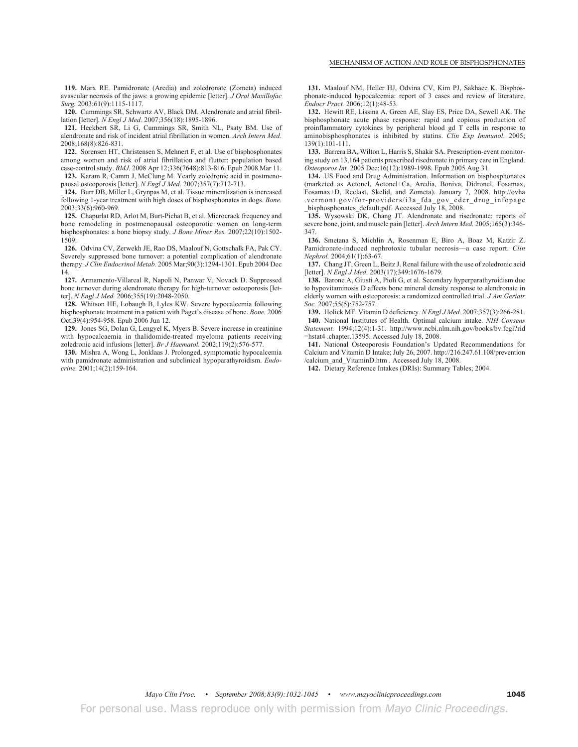**119.** Marx RE. Pamidronate (Aredia) and zoledronate (Zometa) induced avascular necrosis of the jaws: a growing epidemic [letter]. *J Oral Maxillofac Surg.* 2003;61(9):1115-1117.

**120.** Cummings SR, Schwartz AV, Black DM. Alendronate and atrial fibrillation [letter]. *N Engl J Med.* 2007;356(18):1895-1896.

**121.** Heckbert SR, Li G, Cummings SR, Smith NL, Psaty BM. Use of alendronate and risk of incident atrial fibrillation in women. *Arch Intern Med.* 2008;168(8):826-831.

**122.** Sorensen HT, Christensen S, Mehnert F, et al. Use of bisphosphonates among women and risk of atrial fibrillation and flutter: population based case-control study. *BMJ.* 2008 Apr 12;336(7648):813-816. Epub 2008 Mar 11.

**123.** Karam R, Camm J, McClung M. Yearly zoledronic acid in postmenopausal osteoporosis [letter]. *N Engl J Med.* 2007;357(7):712-713.

**124.** Burr DB, Miller L, Grynpas M, et al. Tissue mineralization is increased following 1-year treatment with high doses of bisphosphonates in dogs. *Bone.* 2003;33(6):960-969.

**125.** Chapurlat RD, Arlot M, Burt-Pichat B, et al. Microcrack frequency and bone remodeling in postmenopausal osteoporotic women on long-term bisphosphonates: a bone biopsy study. *J Bone Miner Res.* 2007;22(10):1502-1509.

**126.** Odvina CV, Zerwekh JE, Rao DS, Maalouf N, Gottschalk FA, Pak CY. Severely suppressed bone turnover: a potential complication of alendronate therapy. *J Clin Endocrinol Metab.* 2005 Mar;90(3):1294-1301. Epub 2004 Dec 14.

**127.** Armamento-Villareal R, Napoli N, Panwar V, Novack D. Suppressed bone turnover during alendronate therapy for high-turnover osteoporosis [letter]. *N Engl J Med.* 2006;355(19):2048-2050.

**128.** Whitson HE, Lobaugh B, Lyles KW. Severe hypocalcemia following bisphosphonate treatment in a patient with Paget's disease of bone. *Bone.* 2006 Oct;39(4):954-958. Epub 2006 Jun 12.

**129.** Jones SG, Dolan G, Lengyel K, Myers B. Severe increase in creatinine with hypocalcaemia in thalidomide-treated myeloma patients receiving zoledronic acid infusions [letter]. *Br J Haematol.* 2002;119(2):576-577.

**130.** Mishra A, Wong L, Jonklaas J. Prolonged, symptomatic hypocalcemia with pamidronate administration and subclinical hypoparathyroidism. *Endocrine.* 2001;14(2):159-164.

**131.** Maalouf NM, Heller HJ, Odvina CV, Kim PJ, Sakhaee K. Bisphosphonate-induced hypocalcemia: report of 3 cases and review of literature. *Endocr Pract.* 2006;12(1):48-53.

**132.** Hewitt RE, Lissina A, Green AE, Slay ES, Price DA, Sewell AK. The bisphosphonate acute phase response: rapid and copious production of proinflammatory cytokines by peripheral blood gd T cells in response to aminobisphosphonates is inhibited by statins. *Clin Exp Immunol.* 2005; 139(1):101-111.

**133.** Barrera BA, Wilton L, Harris S, Shakir SA. Prescription-event monitoring study on 13,164 patients prescribed risedronate in primary care in England. *Osteoporos Int.* 2005 Dec;16(12):1989-1998. Epub 2005 Aug 31.

**134.** US Food and Drug Administration. Information on bisphosphonates (marketed as Actonel, Actonel+Ca, Aredia, Boniva, Didronel, Fosamax, Fosamax+D, Reclast, Skelid, and Zometa). January 7, 2008. http://ovha.vermont.gov/for-providers/i3a_fda_gov_cder_drug_infopage_bisphosphonates_default.pdf. Accessed July 18, 2008.

**135.** Wysowski DK, Chang JT. Alendronate and risedronate: reports of severe bone, joint, and muscle pain [letter]. *Arch Intern Med.* 2005;165(3):346-347.

**136.** Smetana S, Michlin A, Rosenman E, Biro A, Boaz M, Katzir Z. Pamidronate-induced nephrotoxic tubular necrosis—a case report. *Clin Nephrol.* 2004;61(1):63-67.

**137.** Chang JT, Green L, Beitz J. Renal failure with the use of zoledronic acid [letter]. *N Engl J Med.* 2003(17);349:1676-1679.

**138.** Barone A, Giusti A, Pioli G, et al. Secondary hyperparathyroidism due to hypovitaminosis D affects bone mineral density response to alendronate in elderly women with osteoporosis: a randomized controlled trial. *J Am Geriatr Soc.* 2007;55(5):752-757.

**139.** Holick MF. Vitamin D deficiency. *N Engl J Med.* 2007;357(3):266-281.

**140.** National Institutes of Health. Optimal calcium intake. *NIH Consens Statement.* 1994;12(4):1-31. http://www.ncbi.nlm.nih.gov/books/bv.fcgi?rid=hstat4 .chapter.13595. Accessed July 18, 2008.

**141.** National Osteoporosis Foundation's Updated Recommendations for Calcium and Vitamin D Intake; July 26, 2007. http://216.247.61.108/prevention/calcium_and_VitaminD.htm . Accessed July 18, 2008.

**142.** Dietary Reference Intakes (DRIs): Summary Tables; 2004.

For personal use. Mass reproduce only with permission from *Mayo Clinic Proceedings.*